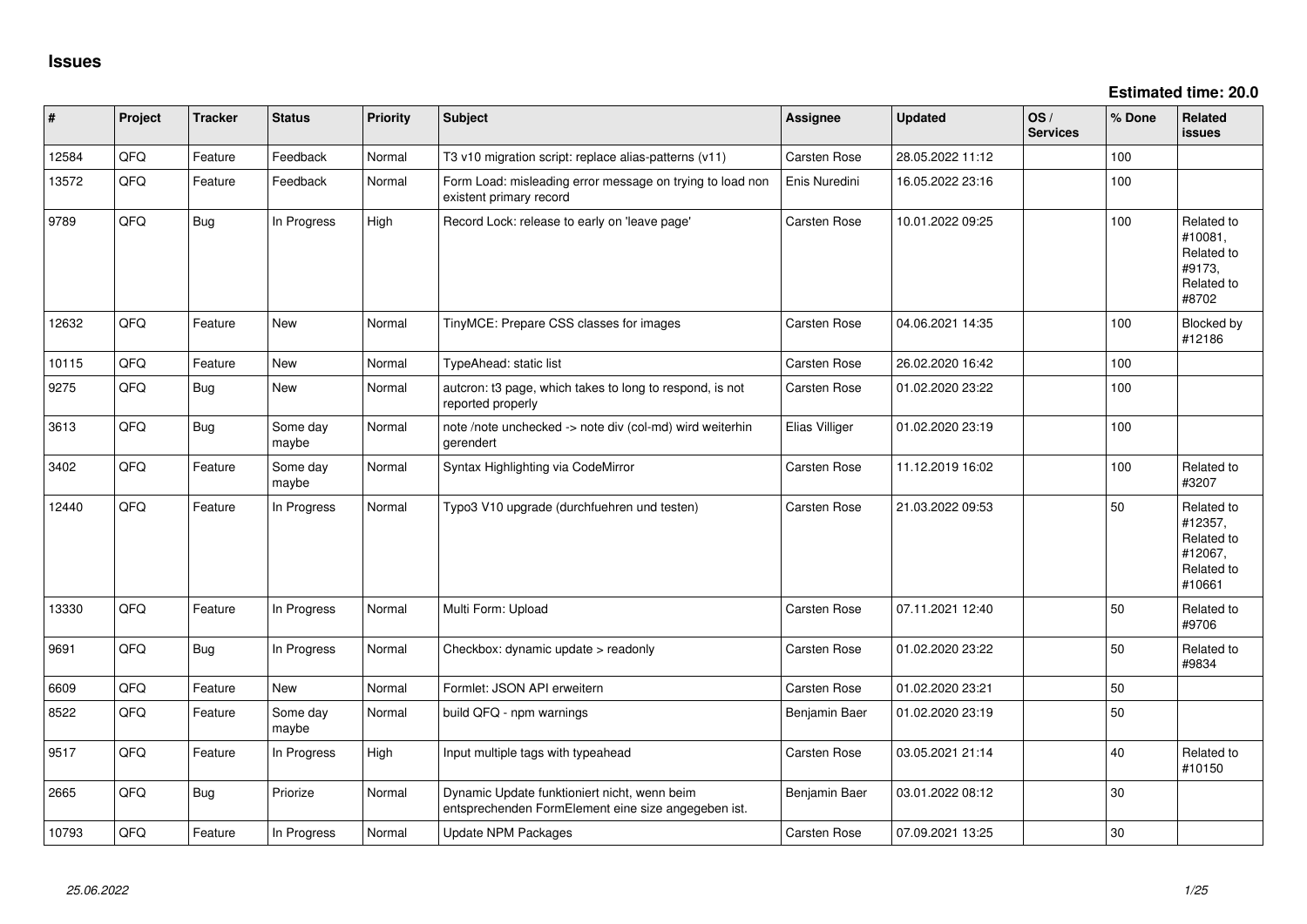# Issues

**Estimated time: 20.0**

| # | Project | Tracker | Status | Priority | Subject | Assignee | Updated | OS / Services | % Done | Related issues |
|---|---|---|---|---|---|---|---|---|---|---|
| 12584 | QFQ | Feature | Feedback | Normal | T3 v10 migration script: replace alias-patterns (v11) | Carsten Rose | 28.05.2022 11:12 | | 100 | |
| 13572 | QFQ | Feature | Feedback | Normal | Form Load: misleading error message on trying to load non existent primary record | Enis Nuredini | 16.05.2022 23:16 | | 100 | |
| 9789 | QFQ | Bug | In Progress | High | Record Lock: release to early on 'leave page' | Carsten Rose | 10.01.2022 09:25 | | 100 | Related to #10081, Related to #9173, Related to #8702 |
| 12632 | QFQ | Feature | New | Normal | TinyMCE: Prepare CSS classes for images | Carsten Rose | 04.06.2021 14:35 | | 100 | Blocked by #12186 |
| 10115 | QFQ | Feature | New | Normal | TypeAhead: static list | Carsten Rose | 26.02.2020 16:42 | | 100 | |
| 9275 | QFQ | Bug | New | Normal | autcron: t3 page, which takes to long to respond, is not reported properly | Carsten Rose | 01.02.2020 23:22 | | 100 | |
| 3613 | QFQ | Bug | Some day maybe | Normal | note /note unchecked -> note div (col-md) wird weiterhin gerendert | Elias Villiger | 01.02.2020 23:19 | | 100 | |
| 3402 | QFQ | Feature | Some day maybe | Normal | Syntax Highlighting via CodeMirror | Carsten Rose | 11.12.2019 16:02 | | 100 | Related to #3207 |
| 12440 | QFQ | Feature | In Progress | Normal | Typo3 V10 upgrade (durchfuehren und testen) | Carsten Rose | 21.03.2022 09:53 | | 50 | Related to #12357, Related to #12067, Related to #10661 |
| 13330 | QFQ | Feature | In Progress | Normal | Multi Form: Upload | Carsten Rose | 07.11.2021 12:40 | | 50 | Related to #9706 |
| 9691 | QFQ | Bug | In Progress | Normal | Checkbox: dynamic update > readonly | Carsten Rose | 01.02.2020 23:22 | | 50 | Related to #9834 |
| 6609 | QFQ | Feature | New | Normal | Formlet: JSON API erweitern | Carsten Rose | 01.02.2020 23:21 | | 50 | |
| 8522 | QFQ | Feature | Some day maybe | Normal | build QFQ - npm warnings | Benjamin Baer | 01.02.2020 23:19 | | 50 | |
| 9517 | QFQ | Feature | In Progress | High | Input multiple tags with typeahead | Carsten Rose | 03.05.2021 21:14 | | 40 | Related to #10150 |
| 2665 | QFQ | Bug | Priorize | Normal | Dynamic Update funktioniert nicht, wenn beim entsprechenden FormElement eine size angegeben ist. | Benjamin Baer | 03.01.2022 08:12 | | 30 | |
| 10793 | QFQ | Feature | In Progress | Normal | Update NPM Packages | Carsten Rose | 07.09.2021 13:25 | | 30 | |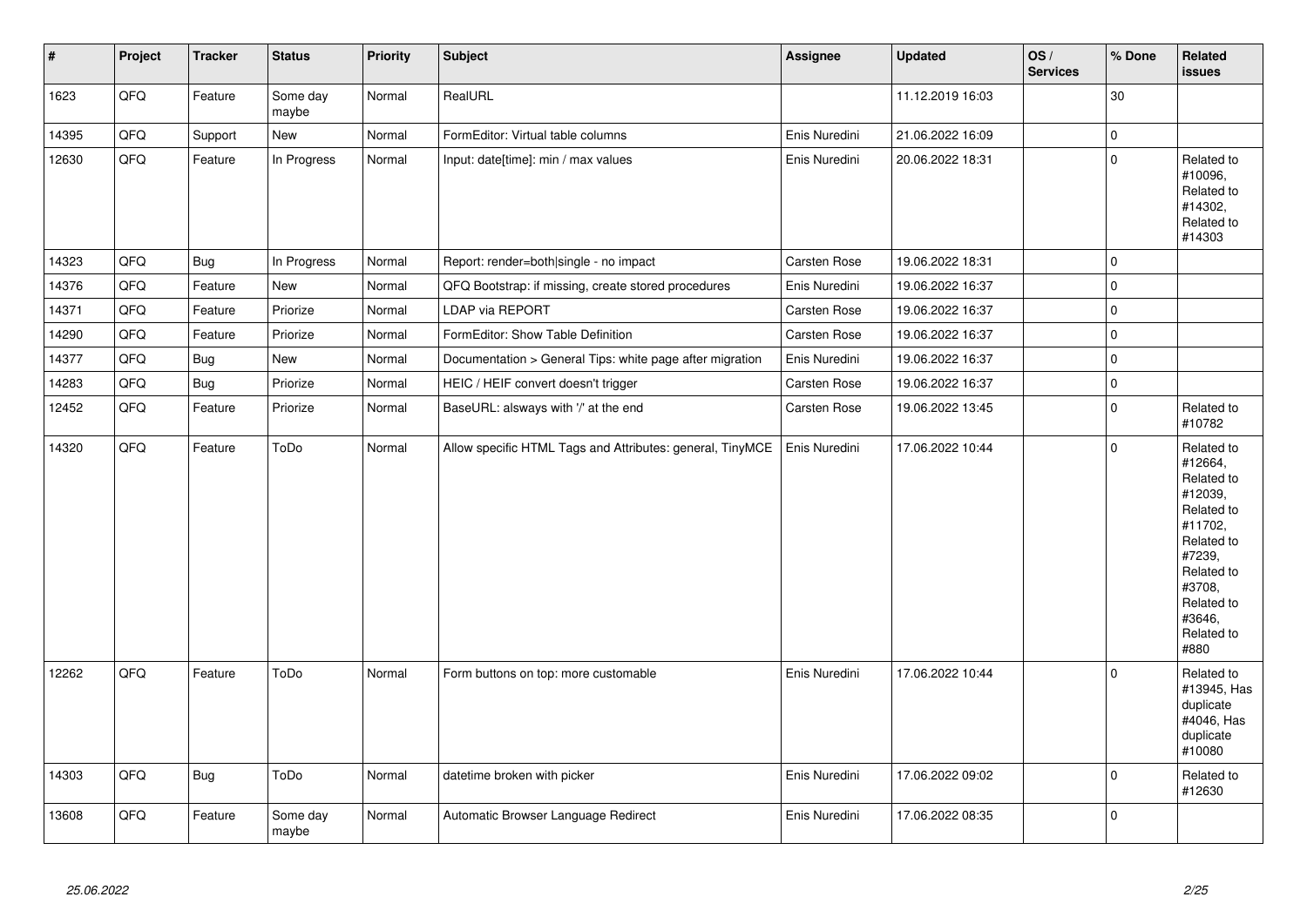| # | Project | Tracker | Status | Priority | Subject | Assignee | Updated | OS / Services | % Done | Related issues |
|---|---|---|---|---|---|---|---|---|---|---|
| 1623 | QFQ | Feature | Some day maybe | Normal | RealURL | | 11.12.2019 16:03 | | 30 | |
| 14395 | QFQ | Support | New | Normal | FormEditor: Virtual table columns | Enis Nuredini | 21.06.2022 16:09 | | 0 | |
| 12630 | QFQ | Feature | In Progress | Normal | Input: date[time]: min / max values | Enis Nuredini | 20.06.2022 18:31 | | 0 | Related to #10096, Related to #14302, Related to #14303 |
| 14323 | QFQ | Bug | In Progress | Normal | Report: render=both\|single - no impact | Carsten Rose | 19.06.2022 18:31 | | 0 | |
| 14376 | QFQ | Feature | New | Normal | QFQ Bootstrap: if missing, create stored procedures | Enis Nuredini | 19.06.2022 16:37 | | 0 | |
| 14371 | QFQ | Feature | Priorize | Normal | LDAP via REPORT | Carsten Rose | 19.06.2022 16:37 | | 0 | |
| 14290 | QFQ | Feature | Priorize | Normal | FormEditor: Show Table Definition | Carsten Rose | 19.06.2022 16:37 | | 0 | |
| 14377 | QFQ | Bug | New | Normal | Documentation > General Tips: white page after migration | Enis Nuredini | 19.06.2022 16:37 | | 0 | |
| 14283 | QFQ | Bug | Priorize | Normal | HEIC / HEIF convert doesn't trigger | Carsten Rose | 19.06.2022 16:37 | | 0 | |
| 12452 | QFQ | Feature | Priorize | Normal | BaseURL: alsways with '/' at the end | Carsten Rose | 19.06.2022 13:45 | | 0 | Related to #10782 |
| 14320 | QFQ | Feature | ToDo | Normal | Allow specific HTML Tags and Attributes: general, TinyMCE | Enis Nuredini | 17.06.2022 10:44 | | 0 | Related to #12664, Related to #12039, Related to #11702, Related to #7239, Related to #3708, Related to #3646, Related to #880 |
| 12262 | QFQ | Feature | ToDo | Normal | Form buttons on top: more customable | Enis Nuredini | 17.06.2022 10:44 | | 0 | Related to #13945, Has duplicate #4046, Has duplicate #10080 |
| 14303 | QFQ | Bug | ToDo | Normal | datetime broken with picker | Enis Nuredini | 17.06.2022 09:02 | | 0 | Related to #12630 |
| 13608 | QFQ | Feature | Some day maybe | Normal | Automatic Browser Language Redirect | Enis Nuredini | 17.06.2022 08:35 | | 0 | |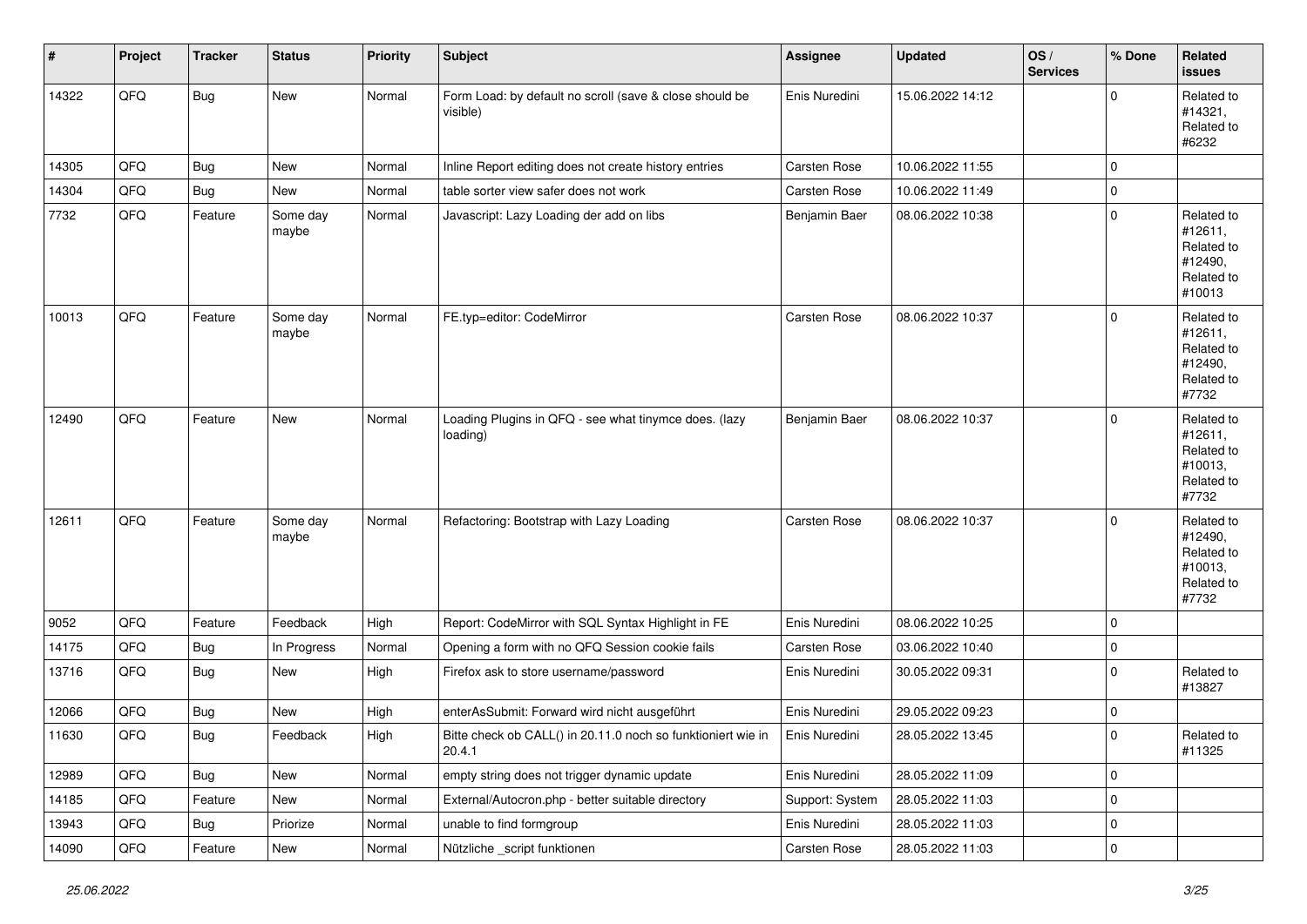| # | Project | Tracker | Status | Priority | Subject | Assignee | Updated | OS / Services | % Done | Related issues |
|---|---|---|---|---|---|---|---|---|---|---|
| 14322 | QFQ | Bug | New | Normal | Form Load: by default no scroll (save & close should be visible) | Enis Nuredini | 15.06.2022 14:12 | | 0 | Related to #14321, Related to #6232 |
| 14305 | QFQ | Bug | New | Normal | Inline Report editing does not create history entries | Carsten Rose | 10.06.2022 11:55 | | 0 | |
| 14304 | QFQ | Bug | New | Normal | table sorter view safer does not work | Carsten Rose | 10.06.2022 11:49 | | 0 | |
| 7732 | QFQ | Feature | Some day maybe | Normal | Javascript: Lazy Loading der add on libs | Benjamin Baer | 08.06.2022 10:38 | | 0 | Related to #12611, Related to #12490, Related to #10013 |
| 10013 | QFQ | Feature | Some day maybe | Normal | FE.typ=editor: CodeMirror | Carsten Rose | 08.06.2022 10:37 | | 0 | Related to #12611, Related to #12490, Related to #7732 |
| 12490 | QFQ | Feature | New | Normal | Loading Plugins in QFQ - see what tinymce does. (lazy loading) | Benjamin Baer | 08.06.2022 10:37 | | 0 | Related to #12611, Related to #10013, Related to #7732 |
| 12611 | QFQ | Feature | Some day maybe | Normal | Refactoring: Bootstrap with Lazy Loading | Carsten Rose | 08.06.2022 10:37 | | 0 | Related to #12490, Related to #10013, Related to #7732 |
| 9052 | QFQ | Feature | Feedback | High | Report: CodeMirror with SQL Syntax Highlight in FE | Enis Nuredini | 08.06.2022 10:25 | | 0 | |
| 14175 | QFQ | Bug | In Progress | Normal | Opening a form with no QFQ Session cookie fails | Carsten Rose | 03.06.2022 10:40 | | 0 | |
| 13716 | QFQ | Bug | New | High | Firefox ask to store username/password | Enis Nuredini | 30.05.2022 09:31 | | 0 | Related to #13827 |
| 12066 | QFQ | Bug | New | High | enterAsSubmit: Forward wird nicht ausgeführt | Enis Nuredini | 29.05.2022 09:23 | | 0 | |
| 11630 | QFQ | Bug | Feedback | High | Bitte check ob CALL() in 20.11.0 noch so funktioniert wie in 20.4.1 | Enis Nuredini | 28.05.2022 13:45 | | 0 | Related to #11325 |
| 12989 | QFQ | Bug | New | Normal | empty string does not trigger dynamic update | Enis Nuredini | 28.05.2022 11:09 | | 0 | |
| 14185 | QFQ | Feature | New | Normal | External/Autocron.php - better suitable directory | Support: System | 28.05.2022 11:03 | | 0 | |
| 13943 | QFQ | Bug | Priorize | Normal | unable to find formgroup | Enis Nuredini | 28.05.2022 11:03 | | 0 | |
| 14090 | QFQ | Feature | New | Normal | Nützliche _script funktionen | Carsten Rose | 28.05.2022 11:03 | | 0 | |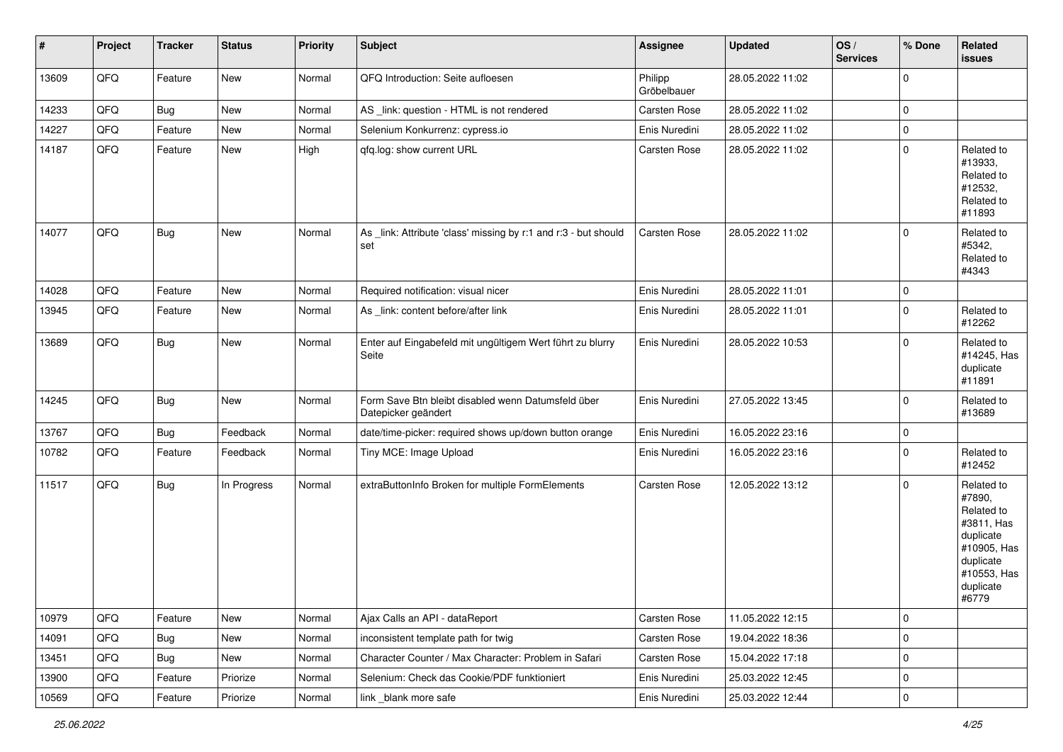| # | Project | Tracker | Status | Priority | Subject | Assignee | Updated | OS / Services | % Done | Related issues |
|---|---|---|---|---|---|---|---|---|---|---|
| 13609 | QFQ | Feature | New | Normal | QFQ Introduction: Seite aufloesen | Philipp Gröbelbauer | 28.05.2022 11:02 | | 0 | |
| 14233 | QFQ | Bug | New | Normal | AS _link: question - HTML is not rendered | Carsten Rose | 28.05.2022 11:02 | | 0 | |
| 14227 | QFQ | Feature | New | Normal | Selenium Konkurrenz: cypress.io | Enis Nuredini | 28.05.2022 11:02 | | 0 | |
| 14187 | QFQ | Feature | New | High | qfq.log: show current URL | Carsten Rose | 28.05.2022 11:02 | | 0 | Related to #13933, Related to #12532, Related to #11893 |
| 14077 | QFQ | Bug | New | Normal | As _link: Attribute 'class' missing by r:1 and r:3 - but should set | Carsten Rose | 28.05.2022 11:02 | | 0 | Related to #5342, Related to #4343 |
| 14028 | QFQ | Feature | New | Normal | Required notification: visual nicer | Enis Nuredini | 28.05.2022 11:01 | | 0 | |
| 13945 | QFQ | Feature | New | Normal | As _link: content before/after link | Enis Nuredini | 28.05.2022 11:01 | | 0 | Related to #12262 |
| 13689 | QFQ | Bug | New | Normal | Enter auf Eingabefeld mit ungültigem Wert führt zu blurry Seite | Enis Nuredini | 28.05.2022 10:53 | | 0 | Related to #14245, Has duplicate #11891 |
| 14245 | QFQ | Bug | New | Normal | Form Save Btn bleibt disabled wenn Datumsfeld über Datepicker geändert | Enis Nuredini | 27.05.2022 13:45 | | 0 | Related to #13689 |
| 13767 | QFQ | Bug | Feedback | Normal | date/time-picker: required shows up/down button orange | Enis Nuredini | 16.05.2022 23:16 | | 0 | |
| 10782 | QFQ | Feature | Feedback | Normal | Tiny MCE: Image Upload | Enis Nuredini | 16.05.2022 23:16 | | 0 | Related to #12452 |
| 11517 | QFQ | Bug | In Progress | Normal | extraButtonInfo Broken for multiple FormElements | Carsten Rose | 12.05.2022 13:12 | | 0 | Related to #7890, Related to #3811, Has duplicate #10905, Has duplicate #10553, Has duplicate #6779 |
| 10979 | QFQ | Feature | New | Normal | Ajax Calls an API - dataReport | Carsten Rose | 11.05.2022 12:15 | | 0 | |
| 14091 | QFQ | Bug | New | Normal | inconsistent template path for twig | Carsten Rose | 19.04.2022 18:36 | | 0 | |
| 13451 | QFQ | Bug | New | Normal | Character Counter / Max Character: Problem in Safari | Carsten Rose | 15.04.2022 17:18 | | 0 | |
| 13900 | QFQ | Feature | Priorize | Normal | Selenium: Check das Cookie/PDF funktioniert | Enis Nuredini | 25.03.2022 12:45 | | 0 | |
| 10569 | QFQ | Feature | Priorize | Normal | link _blank more safe | Enis Nuredini | 25.03.2022 12:44 | | 0 | |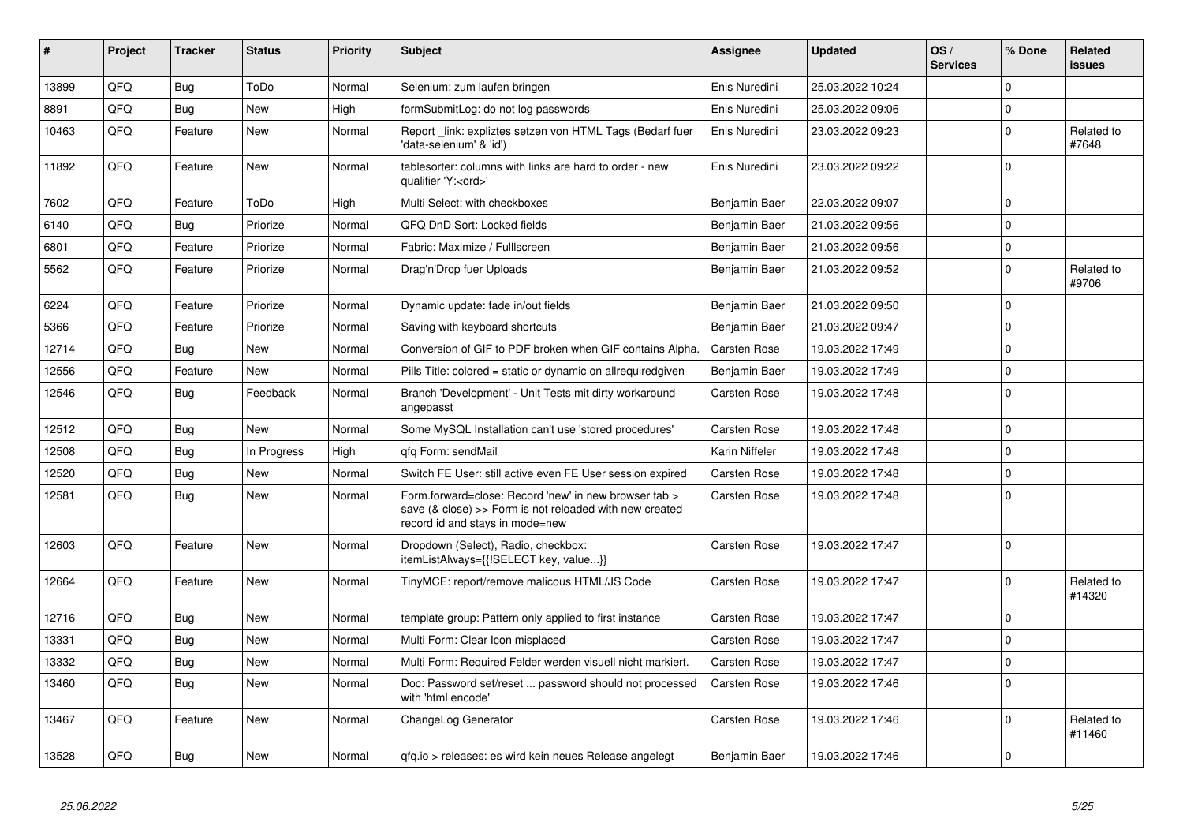| # | Project | Tracker | Status | Priority | Subject | Assignee | Updated | OS / Services | % Done | Related issues |
|---|---|---|---|---|---|---|---|---|---|---|
| 13899 | QFQ | Bug | ToDo | Normal | Selenium: zum laufen bringen | Enis Nuredini | 25.03.2022 10:24 | | 0 | |
| 8891 | QFQ | Bug | New | High | formSubmitLog: do not log passwords | Enis Nuredini | 25.03.2022 09:06 | | 0 | |
| 10463 | QFQ | Feature | New | Normal | Report _link: expliztes setzen von HTML Tags (Bedarf fuer 'data-selenium' & 'id') | Enis Nuredini | 23.03.2022 09:23 | | 0 | Related to #7648 |
| 11892 | QFQ | Feature | New | Normal | tablesorter: columns with links are hard to order - new qualifier 'Y:<ord>' | Enis Nuredini | 23.03.2022 09:22 | | 0 | |
| 7602 | QFQ | Feature | ToDo | High | Multi Select: with checkboxes | Benjamin Baer | 22.03.2022 09:07 | | 0 | |
| 6140 | QFQ | Bug | Priorize | Normal | QFQ DnD Sort: Locked fields | Benjamin Baer | 21.03.2022 09:56 | | 0 | |
| 6801 | QFQ | Feature | Priorize | Normal | Fabric: Maximize / Fulllscreen | Benjamin Baer | 21.03.2022 09:56 | | 0 | |
| 5562 | QFQ | Feature | Priorize | Normal | Drag'n'Drop fuer Uploads | Benjamin Baer | 21.03.2022 09:52 | | 0 | Related to #9706 |
| 6224 | QFQ | Feature | Priorize | Normal | Dynamic update: fade in/out fields | Benjamin Baer | 21.03.2022 09:50 | | 0 | |
| 5366 | QFQ | Feature | Priorize | Normal | Saving with keyboard shortcuts | Benjamin Baer | 21.03.2022 09:47 | | 0 | |
| 12714 | QFQ | Bug | New | Normal | Conversion of GIF to PDF broken when GIF contains Alpha. | Carsten Rose | 19.03.2022 17:49 | | 0 | |
| 12556 | QFQ | Feature | New | Normal | Pills Title: colored = static or dynamic on allrequiredgiven | Benjamin Baer | 19.03.2022 17:49 | | 0 | |
| 12546 | QFQ | Bug | Feedback | Normal | Branch 'Development' - Unit Tests mit dirty workaround angepasst | Carsten Rose | 19.03.2022 17:48 | | 0 | |
| 12512 | QFQ | Bug | New | Normal | Some MySQL Installation can't use 'stored procedures' | Carsten Rose | 19.03.2022 17:48 | | 0 | |
| 12508 | QFQ | Bug | In Progress | High | qfq Form: sendMail | Karin Niffeler | 19.03.2022 17:48 | | 0 | |
| 12520 | QFQ | Bug | New | Normal | Switch FE User: still active even FE User session expired | Carsten Rose | 19.03.2022 17:48 | | 0 | |
| 12581 | QFQ | Bug | New | Normal | Form.forward=close: Record 'new' in new browser tab > save (& close) >> Form is not reloaded with new created record id and stays in mode=new | Carsten Rose | 19.03.2022 17:48 | | 0 | |
| 12603 | QFQ | Feature | New | Normal | Dropdown (Select), Radio, checkbox: itemListAlways={{!SELECT key, value...}} | Carsten Rose | 19.03.2022 17:47 | | 0 | |
| 12664 | QFQ | Feature | New | Normal | TinyMCE: report/remove malicous HTML/JS Code | Carsten Rose | 19.03.2022 17:47 | | 0 | Related to #14320 |
| 12716 | QFQ | Bug | New | Normal | template group: Pattern only applied to first instance | Carsten Rose | 19.03.2022 17:47 | | 0 | |
| 13331 | QFQ | Bug | New | Normal | Multi Form: Clear Icon misplaced | Carsten Rose | 19.03.2022 17:47 | | 0 | |
| 13332 | QFQ | Bug | New | Normal | Multi Form: Required Felder werden visuell nicht markiert. | Carsten Rose | 19.03.2022 17:47 | | 0 | |
| 13460 | QFQ | Bug | New | Normal | Doc: Password set/reset ... password should not processed with 'html encode' | Carsten Rose | 19.03.2022 17:46 | | 0 | |
| 13467 | QFQ | Feature | New | Normal | ChangeLog Generator | Carsten Rose | 19.03.2022 17:46 | | 0 | Related to #11460 |
| 13528 | QFQ | Bug | New | Normal | qfq.io > releases: es wird kein neues Release angelegt | Benjamin Baer | 19.03.2022 17:46 | | 0 | |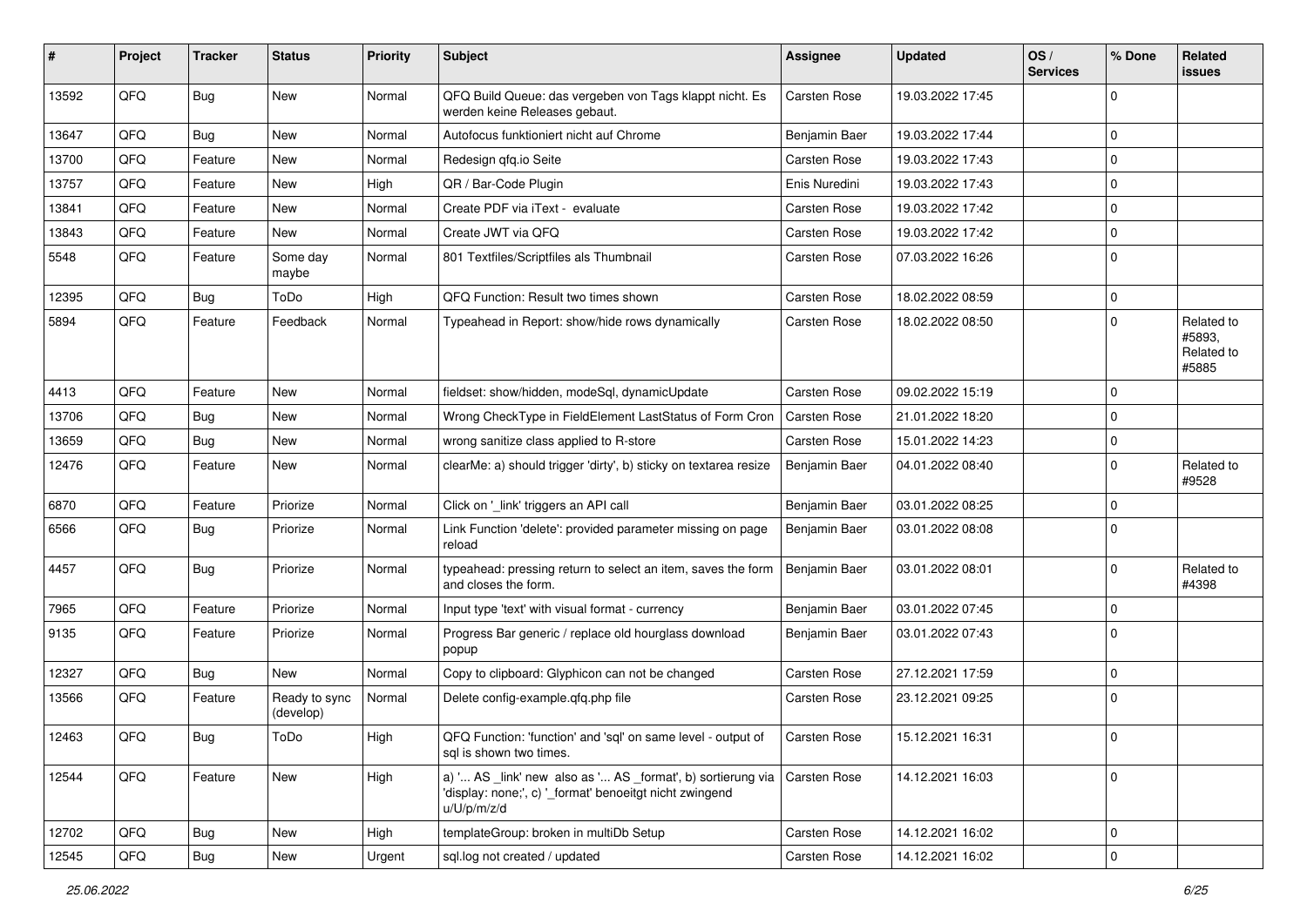| # | Project | Tracker | Status | Priority | Subject | Assignee | Updated | OS / Services | % Done | Related issues |
|---|---|---|---|---|---|---|---|---|---|---|
| 13592 | QFQ | Bug | New | Normal | QFQ Build Queue: das vergeben von Tags klappt nicht. Es werden keine Releases gebaut. | Carsten Rose | 19.03.2022 17:45 | | 0 | |
| 13647 | QFQ | Bug | New | Normal | Autofocus funktioniert nicht auf Chrome | Benjamin Baer | 19.03.2022 17:44 | | 0 | |
| 13700 | QFQ | Feature | New | Normal | Redesign qfq.io Seite | Carsten Rose | 19.03.2022 17:43 | | 0 | |
| 13757 | QFQ | Feature | New | High | QR / Bar-Code Plugin | Enis Nuredini | 19.03.2022 17:43 | | 0 | |
| 13841 | QFQ | Feature | New | Normal | Create PDF via iText - evaluate | Carsten Rose | 19.03.2022 17:42 | | 0 | |
| 13843 | QFQ | Feature | New | Normal | Create JWT via QFQ | Carsten Rose | 19.03.2022 17:42 | | 0 | |
| 5548 | QFQ | Feature | Some day maybe | Normal | 801 Textfiles/Scriptfiles als Thumbnail | Carsten Rose | 07.03.2022 16:26 | | 0 | |
| 12395 | QFQ | Bug | ToDo | High | QFQ Function: Result two times shown | Carsten Rose | 18.02.2022 08:59 | | 0 | |
| 5894 | QFQ | Feature | Feedback | Normal | Typeahead in Report: show/hide rows dynamically | Carsten Rose | 18.02.2022 08:50 | | 0 | Related to #5893, Related to #5885 |
| 4413 | QFQ | Feature | New | Normal | fieldset: show/hidden, modeSql, dynamicUpdate | Carsten Rose | 09.02.2022 15:19 | | 0 | |
| 13706 | QFQ | Bug | New | Normal | Wrong CheckType in FieldElement LastStatus of Form Cron | Carsten Rose | 21.01.2022 18:20 | | 0 | |
| 13659 | QFQ | Bug | New | Normal | wrong sanitize class applied to R-store | Carsten Rose | 15.01.2022 14:23 | | 0 | |
| 12476 | QFQ | Feature | New | Normal | clearMe: a) should trigger 'dirty', b) sticky on textarea resize | Benjamin Baer | 04.01.2022 08:40 | | 0 | Related to #9528 |
| 6870 | QFQ | Feature | Priorize | Normal | Click on '_link' triggers an API call | Benjamin Baer | 03.01.2022 08:25 | | 0 | |
| 6566 | QFQ | Bug | Priorize | Normal | Link Function 'delete': provided parameter missing on page reload | Benjamin Baer | 03.01.2022 08:08 | | 0 | |
| 4457 | QFQ | Bug | Priorize | Normal | typeahead: pressing return to select an item, saves the form and closes the form. | Benjamin Baer | 03.01.2022 08:01 | | 0 | Related to #4398 |
| 7965 | QFQ | Feature | Priorize | Normal | Input type 'text' with visual format - currency | Benjamin Baer | 03.01.2022 07:45 | | 0 | |
| 9135 | QFQ | Feature | Priorize | Normal | Progress Bar generic / replace old hourglass download popup | Benjamin Baer | 03.01.2022 07:43 | | 0 | |
| 12327 | QFQ | Bug | New | Normal | Copy to clipboard: Glyphicon can not be changed | Carsten Rose | 27.12.2021 17:59 | | 0 | |
| 13566 | QFQ | Feature | Ready to sync (develop) | Normal | Delete config-example.qfq.php file | Carsten Rose | 23.12.2021 09:25 | | 0 | |
| 12463 | QFQ | Bug | ToDo | High | QFQ Function: 'function' and 'sql' on same level - output of sql is shown two times. | Carsten Rose | 15.12.2021 16:31 | | 0 | |
| 12544 | QFQ | Feature | New | High | a) '... AS _link' new also as '... AS _format', b) sortierung via 'display: none;', c) '_format' benoeitgt nicht zwingend u/U/p/m/z/d | Carsten Rose | 14.12.2021 16:03 | | 0 | |
| 12702 | QFQ | Bug | New | High | templateGroup: broken in multiDb Setup | Carsten Rose | 14.12.2021 16:02 | | 0 | |
| 12545 | QFQ | Bug | New | Urgent | sql.log not created / updated | Carsten Rose | 14.12.2021 16:02 | | 0 | |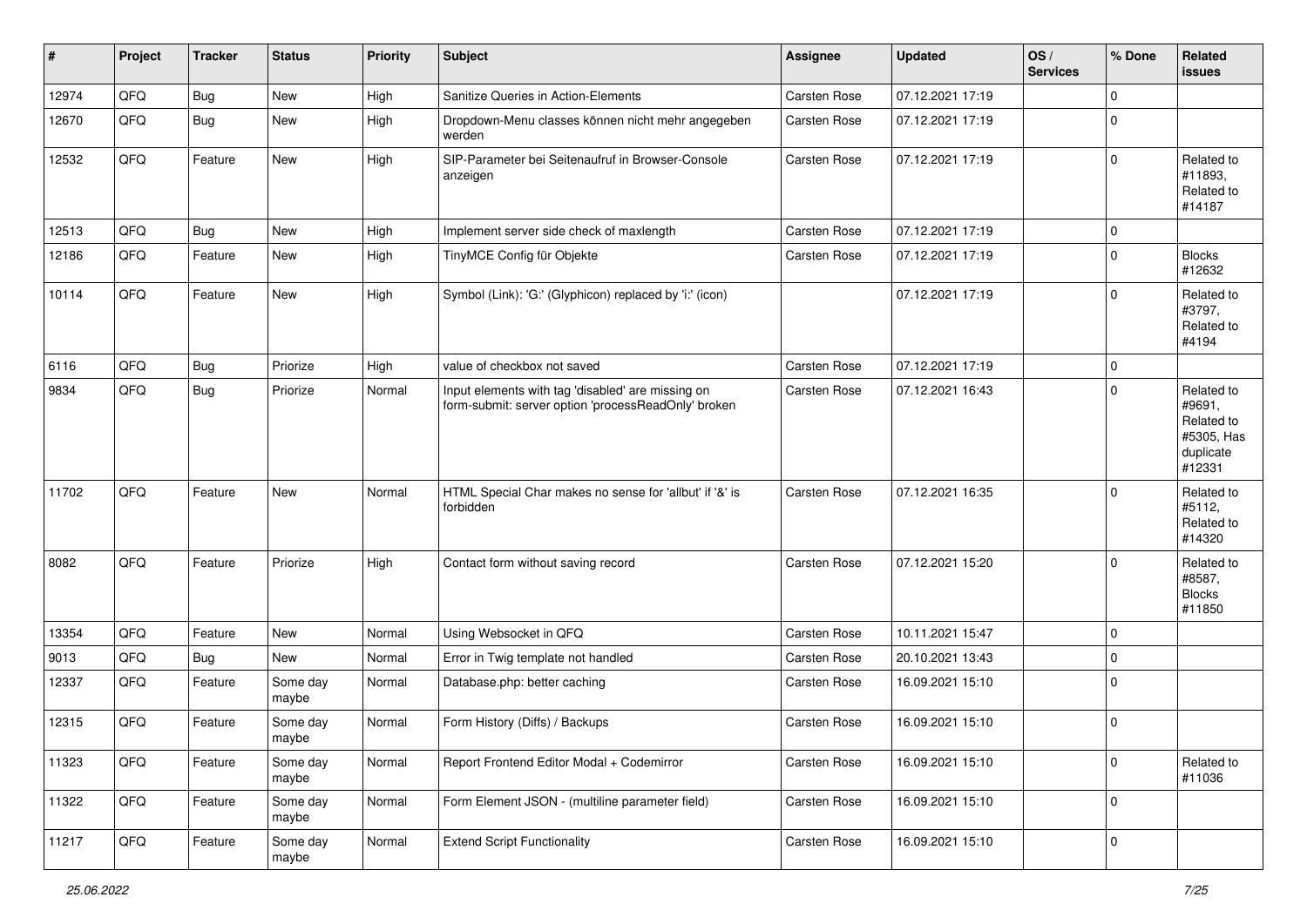| # | Project | Tracker | Status | Priority | Subject | Assignee | Updated | OS / Services | % Done | Related issues |
|---|---|---|---|---|---|---|---|---|---|---|
| 12974 | QFQ | Bug | New | High | Sanitize Queries in Action-Elements | Carsten Rose | 07.12.2021 17:19 | | 0 | |
| 12670 | QFQ | Bug | New | High | Dropdown-Menu classes können nicht mehr angegeben werden | Carsten Rose | 07.12.2021 17:19 | | 0 | |
| 12532 | QFQ | Feature | New | High | SIP-Parameter bei Seitenaufruf in Browser-Console anzeigen | Carsten Rose | 07.12.2021 17:19 | | 0 | Related to #11893, Related to #14187 |
| 12513 | QFQ | Bug | New | High | Implement server side check of maxlength | Carsten Rose | 07.12.2021 17:19 | | 0 | |
| 12186 | QFQ | Feature | New | High | TinyMCE Config für Objekte | Carsten Rose | 07.12.2021 17:19 | | 0 | Blocks #12632 |
| 10114 | QFQ | Feature | New | High | Symbol (Link): 'G:' (Glyphicon) replaced by 'i:' (icon) | | 07.12.2021 17:19 | | 0 | Related to #3797, Related to #4194 |
| 6116 | QFQ | Bug | Priorize | High | value of checkbox not saved | Carsten Rose | 07.12.2021 17:19 | | 0 | |
| 9834 | QFQ | Bug | Priorize | Normal | Input elements with tag 'disabled' are missing on form-submit: server option 'processReadOnly' broken | Carsten Rose | 07.12.2021 16:43 | | 0 | Related to #9691, Related to #5305, Has duplicate #12331 |
| 11702 | QFQ | Feature | New | Normal | HTML Special Char makes no sense for 'allbut' if '&' is forbidden | Carsten Rose | 07.12.2021 16:35 | | 0 | Related to #5112, Related to #14320 |
| 8082 | QFQ | Feature | Priorize | High | Contact form without saving record | Carsten Rose | 07.12.2021 15:20 | | 0 | Related to #8587, Blocks #11850 |
| 13354 | QFQ | Feature | New | Normal | Using Websocket in QFQ | Carsten Rose | 10.11.2021 15:47 | | 0 | |
| 9013 | QFQ | Bug | New | Normal | Error in Twig template not handled | Carsten Rose | 20.10.2021 13:43 | | 0 | |
| 12337 | QFQ | Feature | Some day maybe | Normal | Database.php: better caching | Carsten Rose | 16.09.2021 15:10 | | 0 | |
| 12315 | QFQ | Feature | Some day maybe | Normal | Form History (Diffs) / Backups | Carsten Rose | 16.09.2021 15:10 | | 0 | |
| 11323 | QFQ | Feature | Some day maybe | Normal | Report Frontend Editor Modal + Codemirror | Carsten Rose | 16.09.2021 15:10 | | 0 | Related to #11036 |
| 11322 | QFQ | Feature | Some day maybe | Normal | Form Element JSON - (multiline parameter field) | Carsten Rose | 16.09.2021 15:10 | | 0 | |
| 11217 | QFQ | Feature | Some day maybe | Normal | Extend Script Functionality | Carsten Rose | 16.09.2021 15:10 | | 0 | |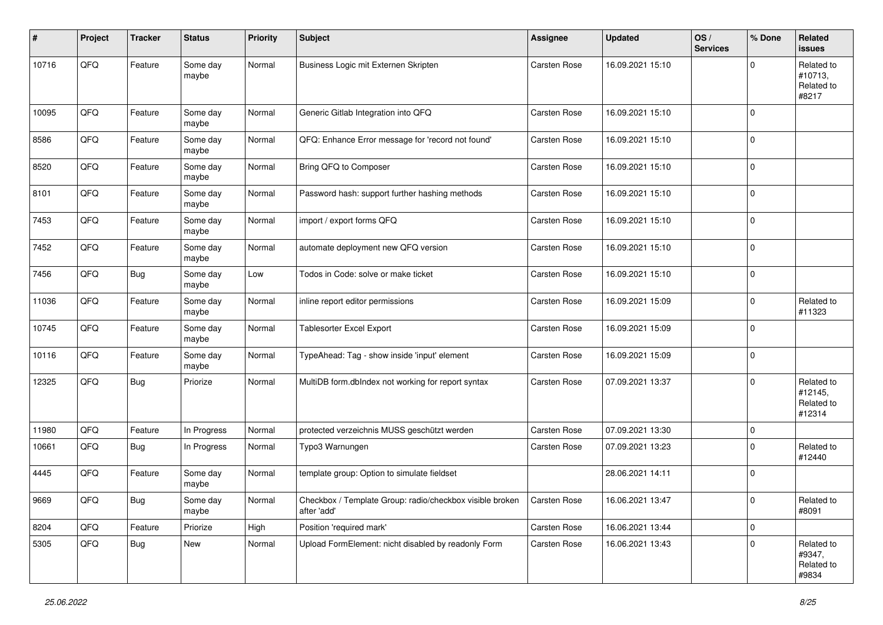| # | Project | Tracker | Status | Priority | Subject | Assignee | Updated | OS / Services | % Done | Related issues |
|---|---|---|---|---|---|---|---|---|---|---|
| 10716 | QFQ | Feature | Some day maybe | Normal | Business Logic mit Externen Skripten | Carsten Rose | 16.09.2021 15:10 | | 0 | Related to #10713, Related to #8217 |
| 10095 | QFQ | Feature | Some day maybe | Normal | Generic Gitlab Integration into QFQ | Carsten Rose | 16.09.2021 15:10 | | 0 | |
| 8586 | QFQ | Feature | Some day maybe | Normal | QFQ: Enhance Error message for 'record not found' | Carsten Rose | 16.09.2021 15:10 | | 0 | |
| 8520 | QFQ | Feature | Some day maybe | Normal | Bring QFQ to Composer | Carsten Rose | 16.09.2021 15:10 | | 0 | |
| 8101 | QFQ | Feature | Some day maybe | Normal | Password hash: support further hashing methods | Carsten Rose | 16.09.2021 15:10 | | 0 | |
| 7453 | QFQ | Feature | Some day maybe | Normal | import / export forms QFQ | Carsten Rose | 16.09.2021 15:10 | | 0 | |
| 7452 | QFQ | Feature | Some day maybe | Normal | automate deployment new QFQ version | Carsten Rose | 16.09.2021 15:10 | | 0 | |
| 7456 | QFQ | Bug | Some day maybe | Low | Todos in Code: solve or make ticket | Carsten Rose | 16.09.2021 15:10 | | 0 | |
| 11036 | QFQ | Feature | Some day maybe | Normal | inline report editor permissions | Carsten Rose | 16.09.2021 15:09 | | 0 | Related to #11323 |
| 10745 | QFQ | Feature | Some day maybe | Normal | Tablesorter Excel Export | Carsten Rose | 16.09.2021 15:09 | | 0 | |
| 10116 | QFQ | Feature | Some day maybe | Normal | TypeAhead: Tag - show inside 'input' element | Carsten Rose | 16.09.2021 15:09 | | 0 | |
| 12325 | QFQ | Bug | Priorize | Normal | MultiDB form.dbIndex not working for report syntax | Carsten Rose | 07.09.2021 13:37 | | 0 | Related to #12145, Related to #12314 |
| 11980 | QFQ | Feature | In Progress | Normal | protected verzeichnis MUSS geschützt werden | Carsten Rose | 07.09.2021 13:30 | | 0 | |
| 10661 | QFQ | Bug | In Progress | Normal | Typo3 Warnungen | Carsten Rose | 07.09.2021 13:23 | | 0 | Related to #12440 |
| 4445 | QFQ | Feature | Some day maybe | Normal | template group: Option to simulate fieldset | | 28.06.2021 14:11 | | 0 | |
| 9669 | QFQ | Bug | Some day maybe | Normal | Checkbox / Template Group: radio/checkbox visible broken after 'add' | Carsten Rose | 16.06.2021 13:47 | | 0 | Related to #8091 |
| 8204 | QFQ | Feature | Priorize | High | Position 'required mark' | Carsten Rose | 16.06.2021 13:44 | | 0 | |
| 5305 | QFQ | Bug | New | Normal | Upload FormElement: nicht disabled by readonly Form | Carsten Rose | 16.06.2021 13:43 | | 0 | Related to #9347, Related to #9834 |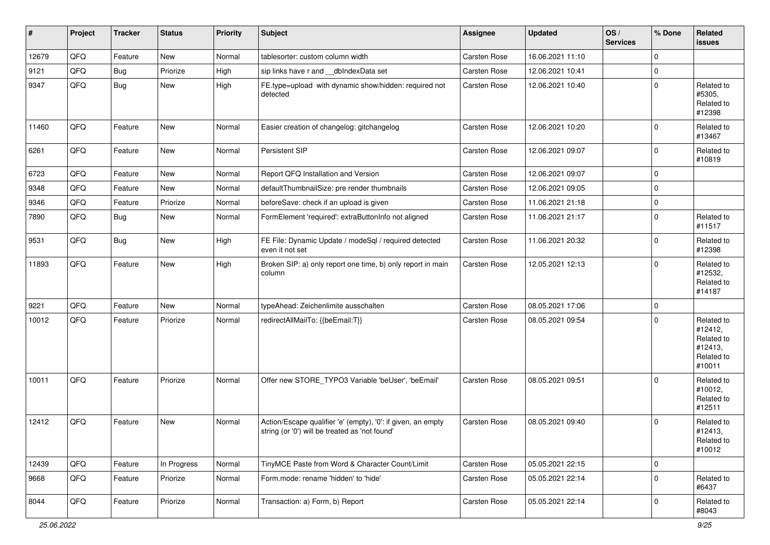| # | Project | Tracker | Status | Priority | Subject | Assignee | Updated | OS / Services | % Done | Related issues |
|---|---|---|---|---|---|---|---|---|---|---|
| 12679 | QFQ | Feature | New | Normal | tablesorter: custom column width | Carsten Rose | 16.06.2021 11:10 | | 0 | |
| 9121 | QFQ | Bug | Priorize | High | sip links have r and __dbIndexData set | Carsten Rose | 12.06.2021 10:41 | | 0 | |
| 9347 | QFQ | Bug | New | High | FE.type=upload with dynamic show/hidden: required not detected | Carsten Rose | 12.06.2021 10:40 | | 0 | Related to #5305, Related to #12398 |
| 11460 | QFQ | Feature | New | Normal | Easier creation of changelog: gitchangelog | Carsten Rose | 12.06.2021 10:20 | | 0 | Related to #13467 |
| 6261 | QFQ | Feature | New | Normal | Persistent SIP | Carsten Rose | 12.06.2021 09:07 | | 0 | Related to #10819 |
| 6723 | QFQ | Feature | New | Normal | Report QFQ Installation and Version | Carsten Rose | 12.06.2021 09:07 | | 0 | |
| 9348 | QFQ | Feature | New | Normal | defaultThumbnailSize: pre render thumbnails | Carsten Rose | 12.06.2021 09:05 | | 0 | |
| 9346 | QFQ | Feature | Priorize | Normal | beforeSave: check if an upload is given | Carsten Rose | 11.06.2021 21:18 | | 0 | |
| 7890 | QFQ | Bug | New | Normal | FormElement 'required': extraButtonInfo not aligned | Carsten Rose | 11.06.2021 21:17 | | 0 | Related to #11517 |
| 9531 | QFQ | Bug | New | High | FE File: Dynamic Update / modeSql / required detected even it not set | Carsten Rose | 11.06.2021 20:32 | | 0 | Related to #12398 |
| 11893 | QFQ | Feature | New | High | Broken SIP: a) only report one time, b) only report in main column | Carsten Rose | 12.05.2021 12:13 | | 0 | Related to #12532, Related to #14187 |
| 9221 | QFQ | Feature | New | Normal | typeAhead: Zeichenlimite ausschalten | Carsten Rose | 08.05.2021 17:06 | | 0 | |
| 10012 | QFQ | Feature | Priorize | Normal | redirectAllMailTo: {{beEmail:T}} | Carsten Rose | 08.05.2021 09:54 | | 0 | Related to #12412, Related to #12413, Related to #10011 |
| 10011 | QFQ | Feature | Priorize | Normal | Offer new STORE_TYPO3 Variable 'beUser', 'beEmail' | Carsten Rose | 08.05.2021 09:51 | | 0 | Related to #10012, Related to #12511 |
| 12412 | QFQ | Feature | New | Normal | Action/Escape qualifier 'e' (empty), '0': if given, an empty string (or '0') will be treated as 'not found' | Carsten Rose | 08.05.2021 09:40 | | 0 | Related to #12413, Related to #10012 |
| 12439 | QFQ | Feature | In Progress | Normal | TinyMCE Paste from Word & Character Count/Limit | Carsten Rose | 05.05.2021 22:15 | | 0 | |
| 9668 | QFQ | Feature | Priorize | Normal | Form.mode: rename 'hidden' to 'hide' | Carsten Rose | 05.05.2021 22:14 | | 0 | Related to #6437 |
| 8044 | QFQ | Feature | Priorize | Normal | Transaction: a) Form, b) Report | Carsten Rose | 05.05.2021 22:14 | | 0 | Related to #8043 |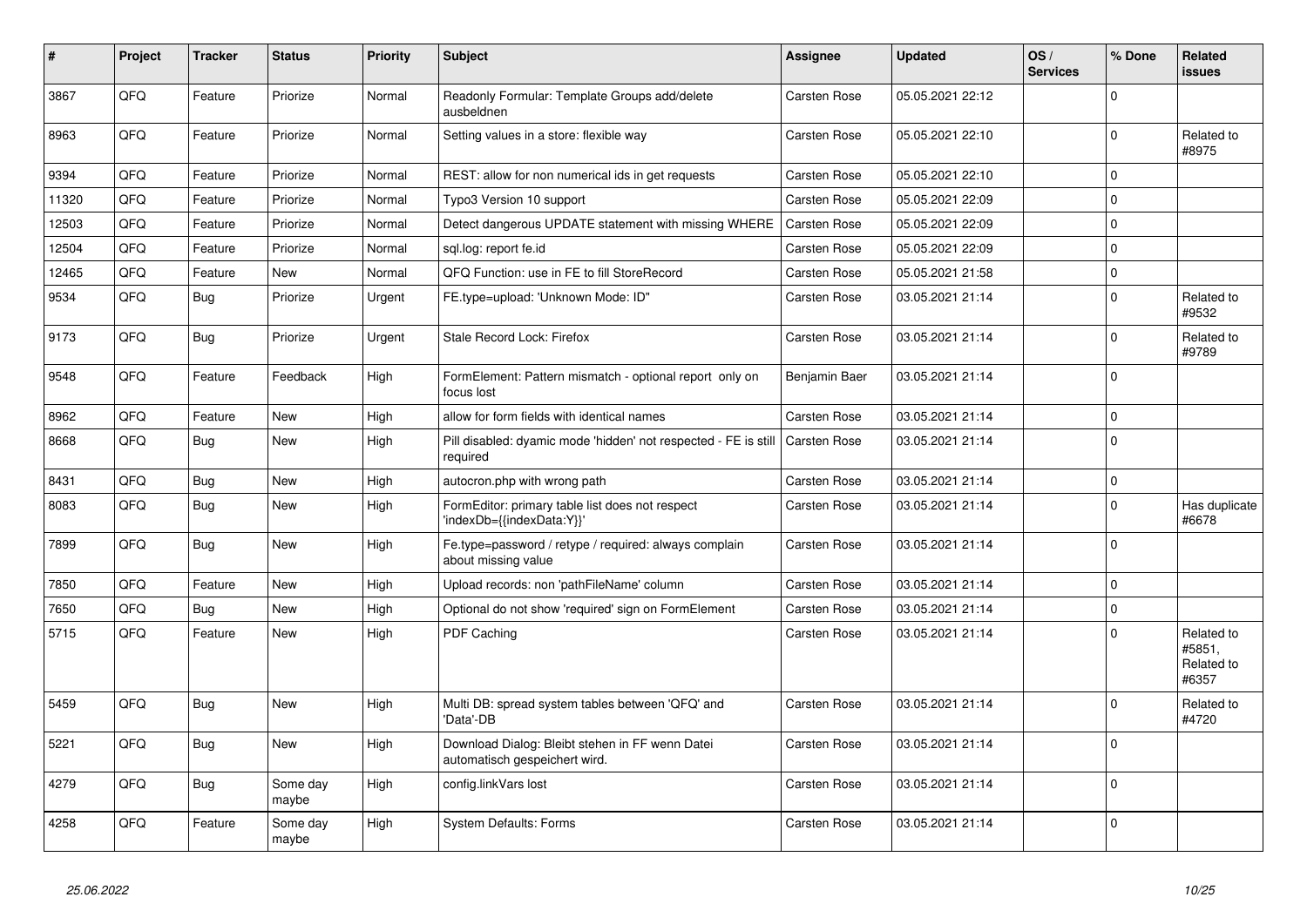| # | Project | Tracker | Status | Priority | Subject | Assignee | Updated | OS / Services | % Done | Related issues |
|---|---|---|---|---|---|---|---|---|---|---|
| 3867 | QFQ | Feature | Priorize | Normal | Readonly Formular: Template Groups add/delete ausbeldnen | Carsten Rose | 05.05.2021 22:12 | | 0 | |
| 8963 | QFQ | Feature | Priorize | Normal | Setting values in a store: flexible way | Carsten Rose | 05.05.2021 22:10 | | 0 | Related to #8975 |
| 9394 | QFQ | Feature | Priorize | Normal | REST: allow for non numerical ids in get requests | Carsten Rose | 05.05.2021 22:10 | | 0 | |
| 11320 | QFQ | Feature | Priorize | Normal | Typo3 Version 10 support | Carsten Rose | 05.05.2021 22:09 | | 0 | |
| 12503 | QFQ | Feature | Priorize | Normal | Detect dangerous UPDATE statement with missing WHERE | Carsten Rose | 05.05.2021 22:09 | | 0 | |
| 12504 | QFQ | Feature | Priorize | Normal | sql.log: report fe.id | Carsten Rose | 05.05.2021 22:09 | | 0 | |
| 12465 | QFQ | Feature | New | Normal | QFQ Function: use in FE to fill StoreRecord | Carsten Rose | 05.05.2021 21:58 | | 0 | |
| 9534 | QFQ | Bug | Priorize | Urgent | FE.type=upload: 'Unknown Mode: ID" | Carsten Rose | 03.05.2021 21:14 | | 0 | Related to #9532 |
| 9173 | QFQ | Bug | Priorize | Urgent | Stale Record Lock: Firefox | Carsten Rose | 03.05.2021 21:14 | | 0 | Related to #9789 |
| 9548 | QFQ | Feature | Feedback | High | FormElement: Pattern mismatch - optional report only on focus lost | Benjamin Baer | 03.05.2021 21:14 | | 0 | |
| 8962 | QFQ | Feature | New | High | allow for form fields with identical names | Carsten Rose | 03.05.2021 21:14 | | 0 | |
| 8668 | QFQ | Bug | New | High | Pill disabled: dyamic mode 'hidden' not respected - FE is still required | Carsten Rose | 03.05.2021 21:14 | | 0 | |
| 8431 | QFQ | Bug | New | High | autocron.php with wrong path | Carsten Rose | 03.05.2021 21:14 | | 0 | |
| 8083 | QFQ | Bug | New | High | FormEditor: primary table list does not respect 'indexDb={{indexData:Y}}' | Carsten Rose | 03.05.2021 21:14 | | 0 | Has duplicate #6678 |
| 7899 | QFQ | Bug | New | High | Fe.type=password / retype / required: always complain about missing value | Carsten Rose | 03.05.2021 21:14 | | 0 | |
| 7850 | QFQ | Feature | New | High | Upload records: non 'pathFileName' column | Carsten Rose | 03.05.2021 21:14 | | 0 | |
| 7650 | QFQ | Bug | New | High | Optional do not show 'required' sign on FormElement | Carsten Rose | 03.05.2021 21:14 | | 0 | |
| 5715 | QFQ | Feature | New | High | PDF Caching | Carsten Rose | 03.05.2021 21:14 | | 0 | Related to #5851, Related to #6357 |
| 5459 | QFQ | Bug | New | High | Multi DB: spread system tables between 'QFQ' and 'Data'-DB | Carsten Rose | 03.05.2021 21:14 | | 0 | Related to #4720 |
| 5221 | QFQ | Bug | New | High | Download Dialog: Bleibt stehen in FF wenn Datei automatisch gespeichert wird. | Carsten Rose | 03.05.2021 21:14 | | 0 | |
| 4279 | QFQ | Bug | Some day maybe | High | config.linkVars lost | Carsten Rose | 03.05.2021 21:14 | | 0 | |
| 4258 | QFQ | Feature | Some day maybe | High | System Defaults: Forms | Carsten Rose | 03.05.2021 21:14 | | 0 | |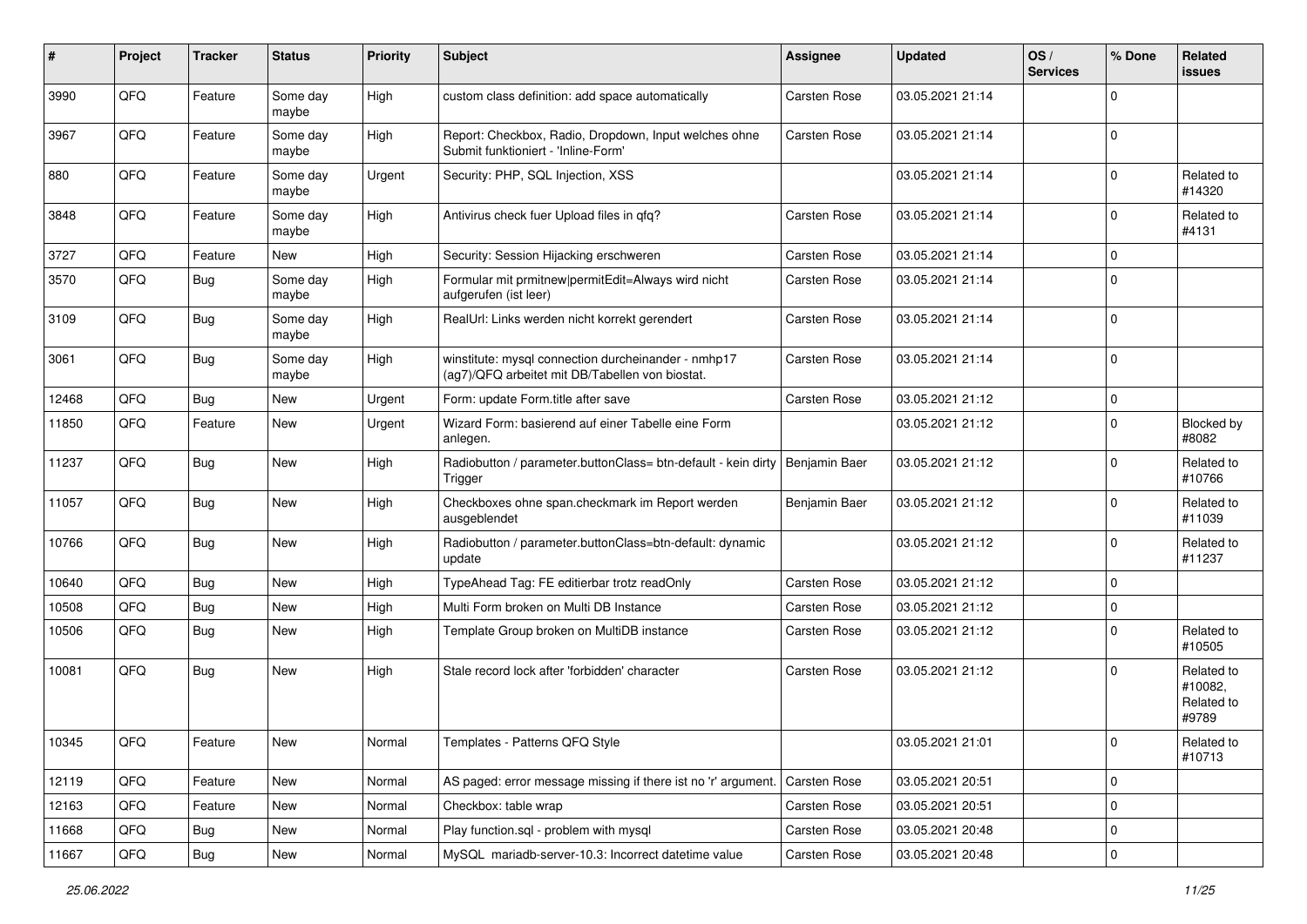| # | Project | Tracker | Status | Priority | Subject | Assignee | Updated | OS / Services | % Done | Related issues |
|---|---|---|---|---|---|---|---|---|---|---|
| 3990 | QFQ | Feature | Some day maybe | High | custom class definition: add space automatically | Carsten Rose | 03.05.2021 21:14 | | 0 | |
| 3967 | QFQ | Feature | Some day maybe | High | Report: Checkbox, Radio, Dropdown, Input welches ohne Submit funktioniert - 'Inline-Form' | Carsten Rose | 03.05.2021 21:14 | | 0 | |
| 880 | QFQ | Feature | Some day maybe | Urgent | Security: PHP, SQL Injection, XSS | | 03.05.2021 21:14 | | 0 | Related to #14320 |
| 3848 | QFQ | Feature | Some day maybe | High | Antivirus check fuer Upload files in qfq? | Carsten Rose | 03.05.2021 21:14 | | 0 | Related to #4131 |
| 3727 | QFQ | Feature | New | High | Security: Session Hijacking erschweren | Carsten Rose | 03.05.2021 21:14 | | 0 | |
| 3570 | QFQ | Bug | Some day maybe | High | Formular mit prmitnew\|permitEdit=Always wird nicht aufgerufen (ist leer) | Carsten Rose | 03.05.2021 21:14 | | 0 | |
| 3109 | QFQ | Bug | Some day maybe | High | RealUrl: Links werden nicht korrekt gerendert | Carsten Rose | 03.05.2021 21:14 | | 0 | |
| 3061 | QFQ | Bug | Some day maybe | High | winstitute: mysql connection durcheinander - nmhp17 (ag7)/QFQ arbeitet mit DB/Tabellen von biostat. | Carsten Rose | 03.05.2021 21:14 | | 0 | |
| 12468 | QFQ | Bug | New | Urgent | Form: update Form.title after save | Carsten Rose | 03.05.2021 21:12 | | 0 | |
| 11850 | QFQ | Feature | New | Urgent | Wizard Form: basierend auf einer Tabelle eine Form anlegen. | | 03.05.2021 21:12 | | 0 | Blocked by #8082 |
| 11237 | QFQ | Bug | New | High | Radiobutton / parameter.buttonClass= btn-default - kein dirty Trigger | Benjamin Baer | 03.05.2021 21:12 | | 0 | Related to #10766 |
| 11057 | QFQ | Bug | New | High | Checkboxes ohne span.checkmark im Report werden ausgeblendet | Benjamin Baer | 03.05.2021 21:12 | | 0 | Related to #11039 |
| 10766 | QFQ | Bug | New | High | Radiobutton / parameter.buttonClass=btn-default: dynamic update | | 03.05.2021 21:12 | | 0 | Related to #11237 |
| 10640 | QFQ | Bug | New | High | TypeAhead Tag: FE editierbar trotz readOnly | Carsten Rose | 03.05.2021 21:12 | | 0 | |
| 10508 | QFQ | Bug | New | High | Multi Form broken on Multi DB Instance | Carsten Rose | 03.05.2021 21:12 | | 0 | |
| 10506 | QFQ | Bug | New | High | Template Group broken on MultiDB instance | Carsten Rose | 03.05.2021 21:12 | | 0 | Related to #10505 |
| 10081 | QFQ | Bug | New | High | Stale record lock after 'forbidden' character | Carsten Rose | 03.05.2021 21:12 | | 0 | Related to #10082, Related to #9789 |
| 10345 | QFQ | Feature | New | Normal | Templates - Patterns QFQ Style | | 03.05.2021 21:01 | | 0 | Related to #10713 |
| 12119 | QFQ | Feature | New | Normal | AS paged: error message missing if there ist no 'r' argument. | Carsten Rose | 03.05.2021 20:51 | | 0 | |
| 12163 | QFQ | Feature | New | Normal | Checkbox: table wrap | Carsten Rose | 03.05.2021 20:51 | | 0 | |
| 11668 | QFQ | Bug | New | Normal | Play function.sql - problem with mysql | Carsten Rose | 03.05.2021 20:48 | | 0 | |
| 11667 | QFQ | Bug | New | Normal | MySQL mariadb-server-10.3: Incorrect datetime value | Carsten Rose | 03.05.2021 20:48 | | 0 | |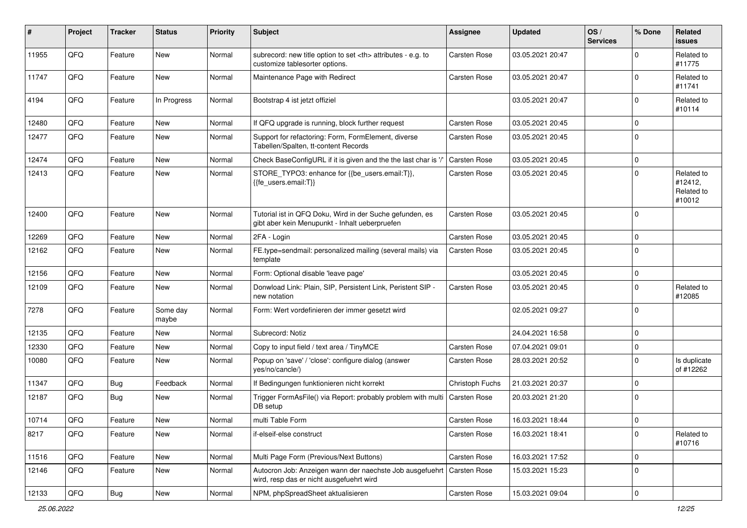| # | Project | Tracker | Status | Priority | Subject | Assignee | Updated | OS / Services | % Done | Related issues |
|---|---|---|---|---|---|---|---|---|---|---|
| 11955 | QFQ | Feature | New | Normal | subrecord: new title option to set <th> attributes - e.g. to customize tablesorter options. | Carsten Rose | 03.05.2021 20:47 | | 0 | Related to #11775 |
| 11747 | QFQ | Feature | New | Normal | Maintenance Page with Redirect | Carsten Rose | 03.05.2021 20:47 | | 0 | Related to #11741 |
| 4194 | QFQ | Feature | In Progress | Normal | Bootstrap 4 ist jetzt offiziel | | 03.05.2021 20:47 | | 0 | Related to #10114 |
| 12480 | QFQ | Feature | New | Normal | If QFQ upgrade is running, block further request | Carsten Rose | 03.05.2021 20:45 | | 0 | |
| 12477 | QFQ | Feature | New | Normal | Support for refactoring: Form, FormElement, diverse Tabellen/Spalten, tt-content Records | Carsten Rose | 03.05.2021 20:45 | | 0 | |
| 12474 | QFQ | Feature | New | Normal | Check BaseConfigURL if it is given and the the last char is '/' | Carsten Rose | 03.05.2021 20:45 | | 0 | |
| 12413 | QFQ | Feature | New | Normal | STORE_TYPO3: enhance for {{be_users.email:T}}, {{fe_users.email:T}} | Carsten Rose | 03.05.2021 20:45 | | 0 | Related to #12412, Related to #10012 |
| 12400 | QFQ | Feature | New | Normal | Tutorial ist in QFQ Doku, Wird in der Suche gefunden, es gibt aber kein Menupunkt - Inhalt ueberpruefen | Carsten Rose | 03.05.2021 20:45 | | 0 | |
| 12269 | QFQ | Feature | New | Normal | 2FA - Login | Carsten Rose | 03.05.2021 20:45 | | 0 | |
| 12162 | QFQ | Feature | New | Normal | FE.type=sendmail: personalized mailing (several mails) via template | Carsten Rose | 03.05.2021 20:45 | | 0 | |
| 12156 | QFQ | Feature | New | Normal | Form: Optional disable 'leave page' | | 03.05.2021 20:45 | | 0 | |
| 12109 | QFQ | Feature | New | Normal | Donwload Link: Plain, SIP, Persistent Link, Peristent SIP - new notation | Carsten Rose | 03.05.2021 20:45 | | 0 | Related to #12085 |
| 7278 | QFQ | Feature | Some day maybe | Normal | Form: Wert vordefinieren der immer gesetzt wird | | 02.05.2021 09:27 | | 0 | |
| 12135 | QFQ | Feature | New | Normal | Subrecord: Notiz | | 24.04.2021 16:58 | | 0 | |
| 12330 | QFQ | Feature | New | Normal | Copy to input field / text area / TinyMCE | Carsten Rose | 07.04.2021 09:01 | | 0 | |
| 10080 | QFQ | Feature | New | Normal | Popup on 'save' / 'close': configure dialog (answer yes/no/cancle/) | Carsten Rose | 28.03.2021 20:52 | | 0 | Is duplicate of #12262 |
| 11347 | QFQ | Bug | Feedback | Normal | If Bedingungen funktionieren nicht korrekt | Christoph Fuchs | 21.03.2021 20:37 | | 0 | |
| 12187 | QFQ | Bug | New | Normal | Trigger FormAsFile() via Report: probably problem with multi DB setup | Carsten Rose | 20.03.2021 21:20 | | 0 | |
| 10714 | QFQ | Feature | New | Normal | multi Table Form | Carsten Rose | 16.03.2021 18:44 | | 0 | |
| 8217 | QFQ | Feature | New | Normal | if-elseif-else construct | Carsten Rose | 16.03.2021 18:41 | | 0 | Related to #10716 |
| 11516 | QFQ | Feature | New | Normal | Multi Page Form (Previous/Next Buttons) | Carsten Rose | 16.03.2021 17:52 | | 0 | |
| 12146 | QFQ | Feature | New | Normal | Autocron Job: Anzeigen wann der naechste Job ausgefuehrt wird, resp das er nicht ausgefuehrt wird | Carsten Rose | 15.03.2021 15:23 | | 0 | |
| 12133 | QFQ | Bug | New | Normal | NPM, phpSpreadSheet aktualisieren | Carsten Rose | 15.03.2021 09:04 | | 0 | |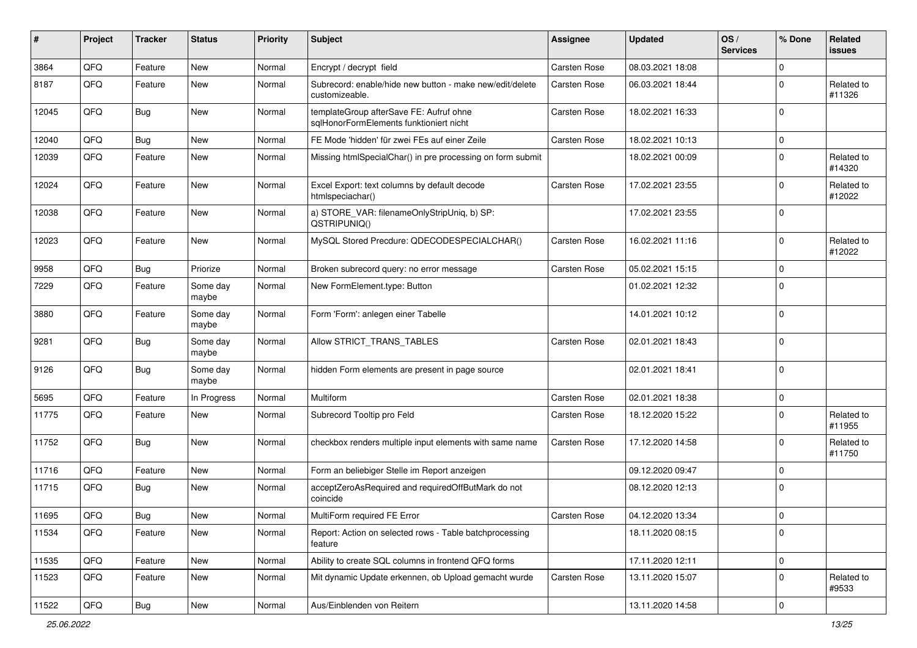| # | Project | Tracker | Status | Priority | Subject | Assignee | Updated | OS / Services | % Done | Related issues |
|---|---|---|---|---|---|---|---|---|---|---|
| 3864 | QFQ | Feature | New | Normal | Encrypt / decrypt field | Carsten Rose | 08.03.2021 18:08 | | 0 | |
| 8187 | QFQ | Feature | New | Normal | Subrecord: enable/hide new button - make new/edit/delete customizeable. | Carsten Rose | 06.03.2021 18:44 | | 0 | Related to #11326 |
| 12045 | QFQ | Bug | New | Normal | templateGroup afterSave FE: Aufruf ohne sqlHonorFormElements funktioniert nicht | Carsten Rose | 18.02.2021 16:33 | | 0 | |
| 12040 | QFQ | Bug | New | Normal | FE Mode 'hidden' für zwei FEs auf einer Zeile | Carsten Rose | 18.02.2021 10:13 | | 0 | |
| 12039 | QFQ | Feature | New | Normal | Missing htmlSpecialChar() in pre processing on form submit | | 18.02.2021 00:09 | | 0 | Related to #14320 |
| 12024 | QFQ | Feature | New | Normal | Excel Export: text columns by default decode htmlspeciachar() | Carsten Rose | 17.02.2021 23:55 | | 0 | Related to #12022 |
| 12038 | QFQ | Feature | New | Normal | a) STORE_VAR: filenameOnlyStripUniq, b) SP: QSTRIPUNIQ() | | 17.02.2021 23:55 | | 0 | |
| 12023 | QFQ | Feature | New | Normal | MySQL Stored Precdure: QDECODESPECIALCHAR() | Carsten Rose | 16.02.2021 11:16 | | 0 | Related to #12022 |
| 9958 | QFQ | Bug | Priorize | Normal | Broken subrecord query: no error message | Carsten Rose | 05.02.2021 15:15 | | 0 | |
| 7229 | QFQ | Feature | Some day maybe | Normal | New FormElement.type: Button | | 01.02.2021 12:32 | | 0 | |
| 3880 | QFQ | Feature | Some day maybe | Normal | Form 'Form': anlegen einer Tabelle | | 14.01.2021 10:12 | | 0 | |
| 9281 | QFQ | Bug | Some day maybe | Normal | Allow STRICT_TRANS_TABLES | Carsten Rose | 02.01.2021 18:43 | | 0 | |
| 9126 | QFQ | Bug | Some day maybe | Normal | hidden Form elements are present in page source | | 02.01.2021 18:41 | | 0 | |
| 5695 | QFQ | Feature | In Progress | Normal | Multiform | Carsten Rose | 02.01.2021 18:38 | | 0 | |
| 11775 | QFQ | Feature | New | Normal | Subrecord Tooltip pro Feld | Carsten Rose | 18.12.2020 15:22 | | 0 | Related to #11955 |
| 11752 | QFQ | Bug | New | Normal | checkbox renders multiple input elements with same name | Carsten Rose | 17.12.2020 14:58 | | 0 | Related to #11750 |
| 11716 | QFQ | Feature | New | Normal | Form an beliebiger Stelle im Report anzeigen | | 09.12.2020 09:47 | | 0 | |
| 11715 | QFQ | Bug | New | Normal | acceptZeroAsRequired and requiredOffButMark do not coincide | | 08.12.2020 12:13 | | 0 | |
| 11695 | QFQ | Bug | New | Normal | MultiForm required FE Error | Carsten Rose | 04.12.2020 13:34 | | 0 | |
| 11534 | QFQ | Feature | New | Normal | Report: Action on selected rows - Table batchprocessing feature | | 18.11.2020 08:15 | | 0 | |
| 11535 | QFQ | Feature | New | Normal | Ability to create SQL columns in frontend QFQ forms | | 17.11.2020 12:11 | | 0 | |
| 11523 | QFQ | Feature | New | Normal | Mit dynamic Update erkennen, ob Upload gemacht wurde | Carsten Rose | 13.11.2020 15:07 | | 0 | Related to #9533 |
| 11522 | QFQ | Bug | New | Normal | Aus/Einblenden von Reitern | | 13.11.2020 14:58 | | 0 | |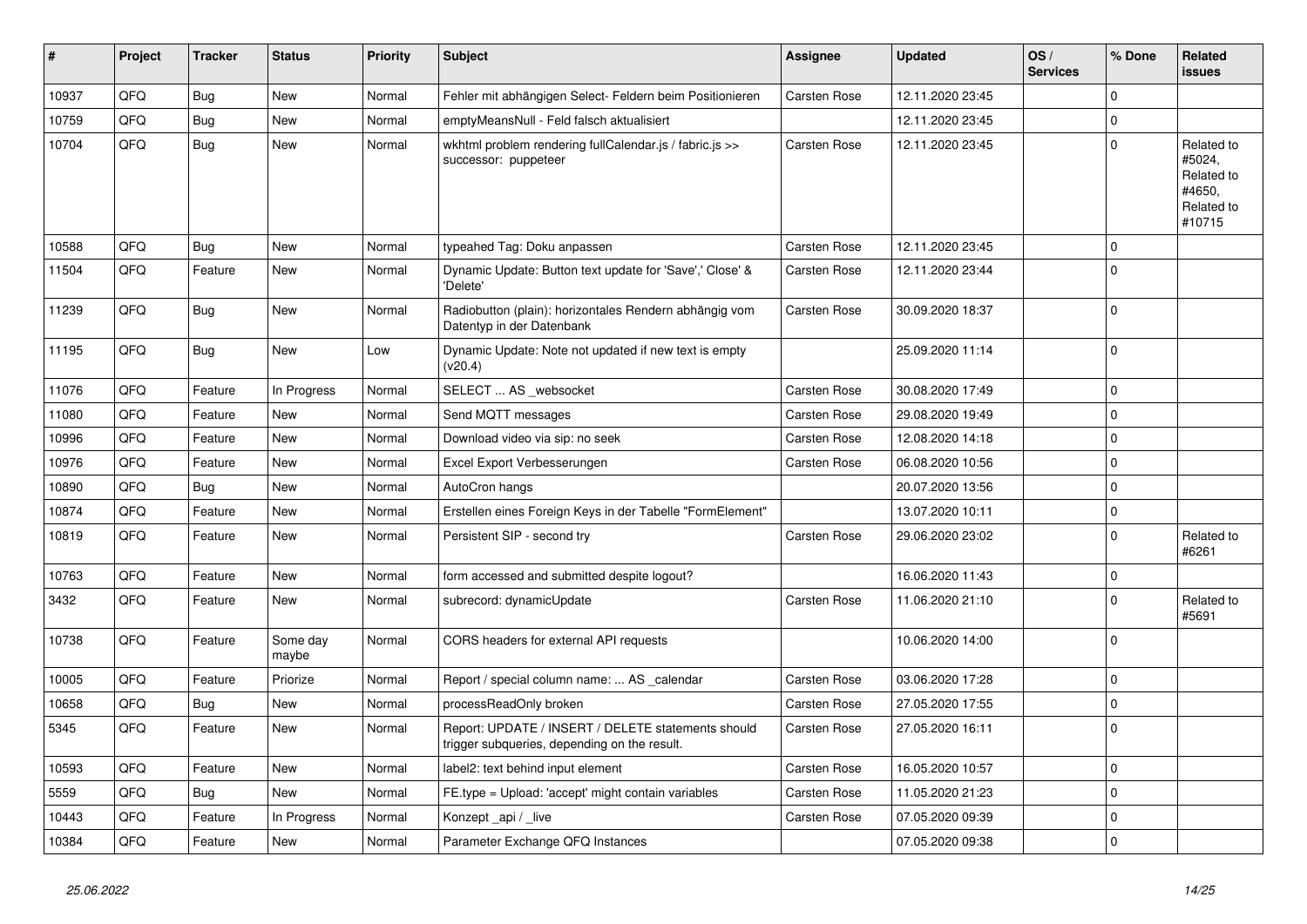| # | Project | Tracker | Status | Priority | Subject | Assignee | Updated | OS / Services | % Done | Related issues |
|---|---|---|---|---|---|---|---|---|---|---|
| 10937 | QFQ | Bug | New | Normal | Fehler mit abhängigen Select- Feldern beim Positionieren | Carsten Rose | 12.11.2020 23:45 | | 0 | |
| 10759 | QFQ | Bug | New | Normal | emptyMeansNull - Feld falsch aktualisiert | | 12.11.2020 23:45 | | 0 | |
| 10704 | QFQ | Bug | New | Normal | wkhtml problem rendering fullCalendar.js / fabric.js >> successor: puppeteer | Carsten Rose | 12.11.2020 23:45 | | 0 | Related to #5024, Related to #4650, Related to #10715 |
| 10588 | QFQ | Bug | New | Normal | typeahed Tag: Doku anpassen | Carsten Rose | 12.11.2020 23:45 | | 0 | |
| 11504 | QFQ | Feature | New | Normal | Dynamic Update: Button text update for 'Save',' Close' & 'Delete' | Carsten Rose | 12.11.2020 23:44 | | 0 | |
| 11239 | QFQ | Bug | New | Normal | Radiobutton (plain): horizontales Rendern abhängig vom Datentyp in der Datenbank | Carsten Rose | 30.09.2020 18:37 | | 0 | |
| 11195 | QFQ | Bug | New | Low | Dynamic Update: Note not updated if new text is empty (v20.4) | | 25.09.2020 11:14 | | 0 | |
| 11076 | QFQ | Feature | In Progress | Normal | SELECT ... AS _websocket | Carsten Rose | 30.08.2020 17:49 | | 0 | |
| 11080 | QFQ | Feature | New | Normal | Send MQTT messages | Carsten Rose | 29.08.2020 19:49 | | 0 | |
| 10996 | QFQ | Feature | New | Normal | Download video via sip: no seek | Carsten Rose | 12.08.2020 14:18 | | 0 | |
| 10976 | QFQ | Feature | New | Normal | Excel Export Verbesserungen | Carsten Rose | 06.08.2020 10:56 | | 0 | |
| 10890 | QFQ | Bug | New | Normal | AutoCron hangs | | 20.07.2020 13:56 | | 0 | |
| 10874 | QFQ | Feature | New | Normal | Erstellen eines Foreign Keys in der Tabelle "FormElement" | | 13.07.2020 10:11 | | 0 | |
| 10819 | QFQ | Feature | New | Normal | Persistent SIP - second try | Carsten Rose | 29.06.2020 23:02 | | 0 | Related to #6261 |
| 10763 | QFQ | Feature | New | Normal | form accessed and submitted despite logout? | | 16.06.2020 11:43 | | 0 | |
| 3432 | QFQ | Feature | New | Normal | subrecord: dynamicUpdate | Carsten Rose | 11.06.2020 21:10 | | 0 | Related to #5691 |
| 10738 | QFQ | Feature | Some day maybe | Normal | CORS headers for external API requests | | 10.06.2020 14:00 | | 0 | |
| 10005 | QFQ | Feature | Priorize | Normal | Report / special column name: ... AS _calendar | Carsten Rose | 03.06.2020 17:28 | | 0 | |
| 10658 | QFQ | Bug | New | Normal | processReadOnly broken | Carsten Rose | 27.05.2020 17:55 | | 0 | |
| 5345 | QFQ | Feature | New | Normal | Report: UPDATE / INSERT / DELETE statements should trigger subqueries, depending on the result. | Carsten Rose | 27.05.2020 16:11 | | 0 | |
| 10593 | QFQ | Feature | New | Normal | label2: text behind input element | Carsten Rose | 16.05.2020 10:57 | | 0 | |
| 5559 | QFQ | Bug | New | Normal | FE.type = Upload: 'accept' might contain variables | Carsten Rose | 11.05.2020 21:23 | | 0 | |
| 10443 | QFQ | Feature | In Progress | Normal | Konzept _api / _live | Carsten Rose | 07.05.2020 09:39 | | 0 | |
| 10384 | QFQ | Feature | New | Normal | Parameter Exchange QFQ Instances | | 07.05.2020 09:38 | | 0 | |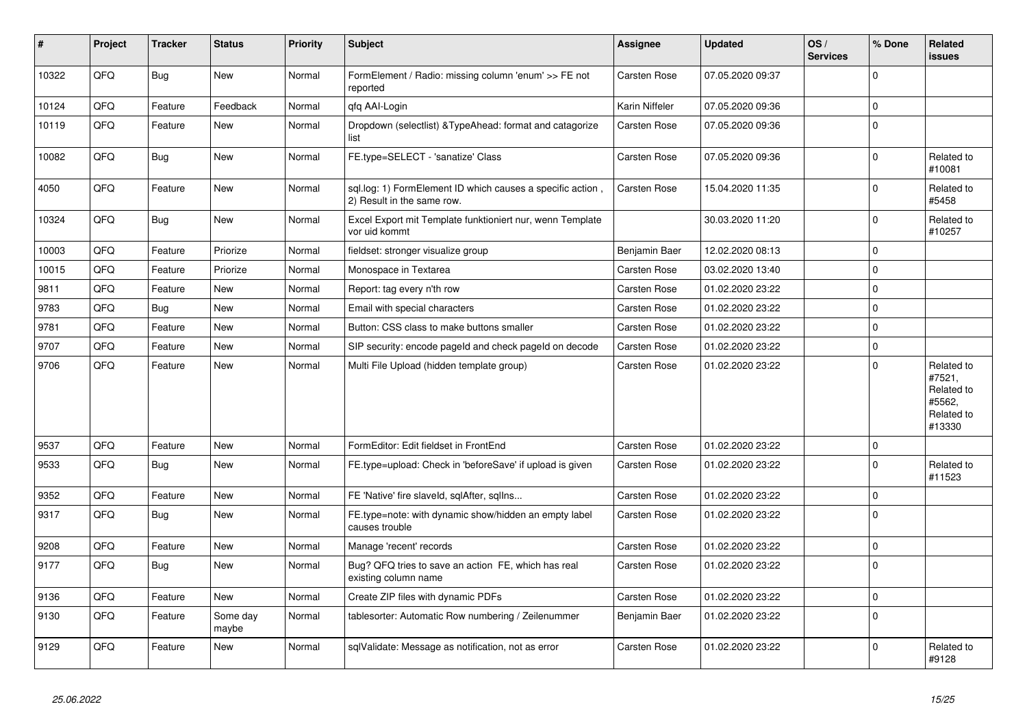| # | Project | Tracker | Status | Priority | Subject | Assignee | Updated | OS / Services | % Done | Related issues |
|---|---|---|---|---|---|---|---|---|---|---|
| 10322 | QFQ | Bug | New | Normal | FormElement / Radio: missing column 'enum' >> FE not reported | Carsten Rose | 07.05.2020 09:37 | | 0 | |
| 10124 | QFQ | Feature | Feedback | Normal | qfq AAI-Login | Karin Niffeler | 07.05.2020 09:36 | | 0 | |
| 10119 | QFQ | Feature | New | Normal | Dropdown (selectlist) &TypeAhead: format and catagorize list | Carsten Rose | 07.05.2020 09:36 | | 0 | |
| 10082 | QFQ | Bug | New | Normal | FE.type=SELECT - 'sanatize' Class | Carsten Rose | 07.05.2020 09:36 | | 0 | Related to #10081 |
| 4050 | QFQ | Feature | New | Normal | sql.log: 1) FormElement ID which causes a specific action , 2) Result in the same row. | Carsten Rose | 15.04.2020 11:35 | | 0 | Related to #5458 |
| 10324 | QFQ | Bug | New | Normal | Excel Export mit Template funktioniert nur, wenn Template vor uid kommt | | 30.03.2020 11:20 | | 0 | Related to #10257 |
| 10003 | QFQ | Feature | Priorize | Normal | fieldset: stronger visualize group | Benjamin Baer | 12.02.2020 08:13 | | 0 | |
| 10015 | QFQ | Feature | Priorize | Normal | Monospace in Textarea | Carsten Rose | 03.02.2020 13:40 | | 0 | |
| 9811 | QFQ | Feature | New | Normal | Report: tag every n'th row | Carsten Rose | 01.02.2020 23:22 | | 0 | |
| 9783 | QFQ | Bug | New | Normal | Email with special characters | Carsten Rose | 01.02.2020 23:22 | | 0 | |
| 9781 | QFQ | Feature | New | Normal | Button: CSS class to make buttons smaller | Carsten Rose | 01.02.2020 23:22 | | 0 | |
| 9707 | QFQ | Feature | New | Normal | SIP security: encode pageId and check pageId on decode | Carsten Rose | 01.02.2020 23:22 | | 0 | |
| 9706 | QFQ | Feature | New | Normal | Multi File Upload (hidden template group) | Carsten Rose | 01.02.2020 23:22 | | 0 | Related to #7521, Related to #5562, Related to #13330 |
| 9537 | QFQ | Feature | New | Normal | FormEditor: Edit fieldset in FrontEnd | Carsten Rose | 01.02.2020 23:22 | | 0 | |
| 9533 | QFQ | Bug | New | Normal | FE.type=upload: Check in 'beforeSave' if upload is given | Carsten Rose | 01.02.2020 23:22 | | 0 | Related to #11523 |
| 9352 | QFQ | Feature | New | Normal | FE 'Native' fire slaveId, sqlAfter, sqlIns... | Carsten Rose | 01.02.2020 23:22 | | 0 | |
| 9317 | QFQ | Bug | New | Normal | FE.type=note: with dynamic show/hidden an empty label causes trouble | Carsten Rose | 01.02.2020 23:22 | | 0 | |
| 9208 | QFQ | Feature | New | Normal | Manage 'recent' records | Carsten Rose | 01.02.2020 23:22 | | 0 | |
| 9177 | QFQ | Bug | New | Normal | Bug? QFQ tries to save an action FE, which has real existing column name | Carsten Rose | 01.02.2020 23:22 | | 0 | |
| 9136 | QFQ | Feature | New | Normal | Create ZIP files with dynamic PDFs | Carsten Rose | 01.02.2020 23:22 | | 0 | |
| 9130 | QFQ | Feature | Some day maybe | Normal | tablesorter: Automatic Row numbering / Zeilenummer | Benjamin Baer | 01.02.2020 23:22 | | 0 | |
| 9129 | QFQ | Feature | New | Normal | sqlValidate: Message as notification, not as error | Carsten Rose | 01.02.2020 23:22 | | 0 | Related to #9128 |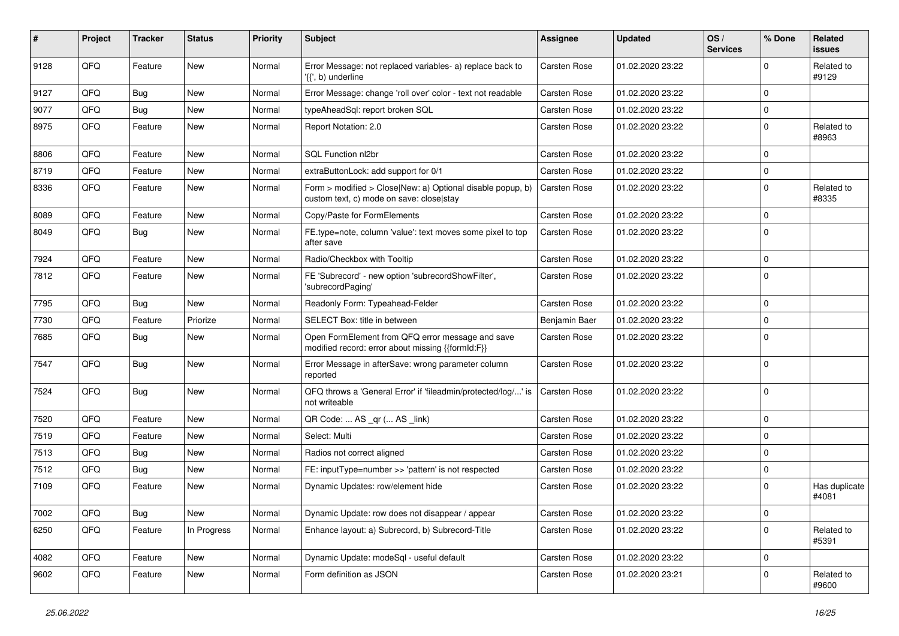| # | Project | Tracker | Status | Priority | Subject | Assignee | Updated | OS / Services | % Done | Related issues |
|---|---|---|---|---|---|---|---|---|---|---|
| 9128 | QFQ | Feature | New | Normal | Error Message: not replaced variables- a) replace back to '{{', b) underline | Carsten Rose | 01.02.2020 23:22 | | 0 | Related to #9129 |
| 9127 | QFQ | Bug | New | Normal | Error Message: change 'roll over' color - text not readable | Carsten Rose | 01.02.2020 23:22 | | 0 | |
| 9077 | QFQ | Bug | New | Normal | typeAheadSql: report broken SQL | Carsten Rose | 01.02.2020 23:22 | | 0 | |
| 8975 | QFQ | Feature | New | Normal | Report Notation: 2.0 | Carsten Rose | 01.02.2020 23:22 | | 0 | Related to #8963 |
| 8806 | QFQ | Feature | New | Normal | SQL Function nl2br | Carsten Rose | 01.02.2020 23:22 | | 0 | |
| 8719 | QFQ | Feature | New | Normal | extraButtonLock: add support for 0/1 | Carsten Rose | 01.02.2020 23:22 | | 0 | |
| 8336 | QFQ | Feature | New | Normal | Form > modified > Close\|New: a) Optional disable popup, b) custom text, c) mode on save: close\|stay | Carsten Rose | 01.02.2020 23:22 | | 0 | Related to #8335 |
| 8089 | QFQ | Feature | New | Normal | Copy/Paste for FormElements | Carsten Rose | 01.02.2020 23:22 | | 0 | |
| 8049 | QFQ | Bug | New | Normal | FE.type=note, column 'value': text moves some pixel to top after save | Carsten Rose | 01.02.2020 23:22 | | 0 | |
| 7924 | QFQ | Feature | New | Normal | Radio/Checkbox with Tooltip | Carsten Rose | 01.02.2020 23:22 | | 0 | |
| 7812 | QFQ | Feature | New | Normal | FE 'Subrecord' - new option 'subrecordShowFilter', 'subrecordPaging' | Carsten Rose | 01.02.2020 23:22 | | 0 | |
| 7795 | QFQ | Bug | New | Normal | Readonly Form: Typeahead-Felder | Carsten Rose | 01.02.2020 23:22 | | 0 | |
| 7730 | QFQ | Feature | Priorize | Normal | SELECT Box: title in between | Benjamin Baer | 01.02.2020 23:22 | | 0 | |
| 7685 | QFQ | Bug | New | Normal | Open FormElement from QFQ error message and save modified record: error about missing {{formId:F}} | Carsten Rose | 01.02.2020 23:22 | | 0 | |
| 7547 | QFQ | Bug | New | Normal | Error Message in afterSave: wrong parameter column reported | Carsten Rose | 01.02.2020 23:22 | | 0 | |
| 7524 | QFQ | Bug | New | Normal | QFQ throws a 'General Error' if 'fileadmin/protected/log/...' is not writeable | Carsten Rose | 01.02.2020 23:22 | | 0 | |
| 7520 | QFQ | Feature | New | Normal | QR Code: ... AS _qr (... AS _link) | Carsten Rose | 01.02.2020 23:22 | | 0 | |
| 7519 | QFQ | Feature | New | Normal | Select: Multi | Carsten Rose | 01.02.2020 23:22 | | 0 | |
| 7513 | QFQ | Bug | New | Normal | Radios not correct aligned | Carsten Rose | 01.02.2020 23:22 | | 0 | |
| 7512 | QFQ | Bug | New | Normal | FE: inputType=number >> 'pattern' is not respected | Carsten Rose | 01.02.2020 23:22 | | 0 | |
| 7109 | QFQ | Feature | New | Normal | Dynamic Updates: row/element hide | Carsten Rose | 01.02.2020 23:22 | | 0 | Has duplicate #4081 |
| 7002 | QFQ | Bug | New | Normal | Dynamic Update: row does not disappear / appear | Carsten Rose | 01.02.2020 23:22 | | 0 | |
| 6250 | QFQ | Feature | In Progress | Normal | Enhance layout: a) Subrecord, b) Subrecord-Title | Carsten Rose | 01.02.2020 23:22 | | 0 | Related to #5391 |
| 4082 | QFQ | Feature | New | Normal | Dynamic Update: modeSql - useful default | Carsten Rose | 01.02.2020 23:22 | | 0 | |
| 9602 | QFQ | Feature | New | Normal | Form definition as JSON | Carsten Rose | 01.02.2020 23:21 | | 0 | Related to #9600 |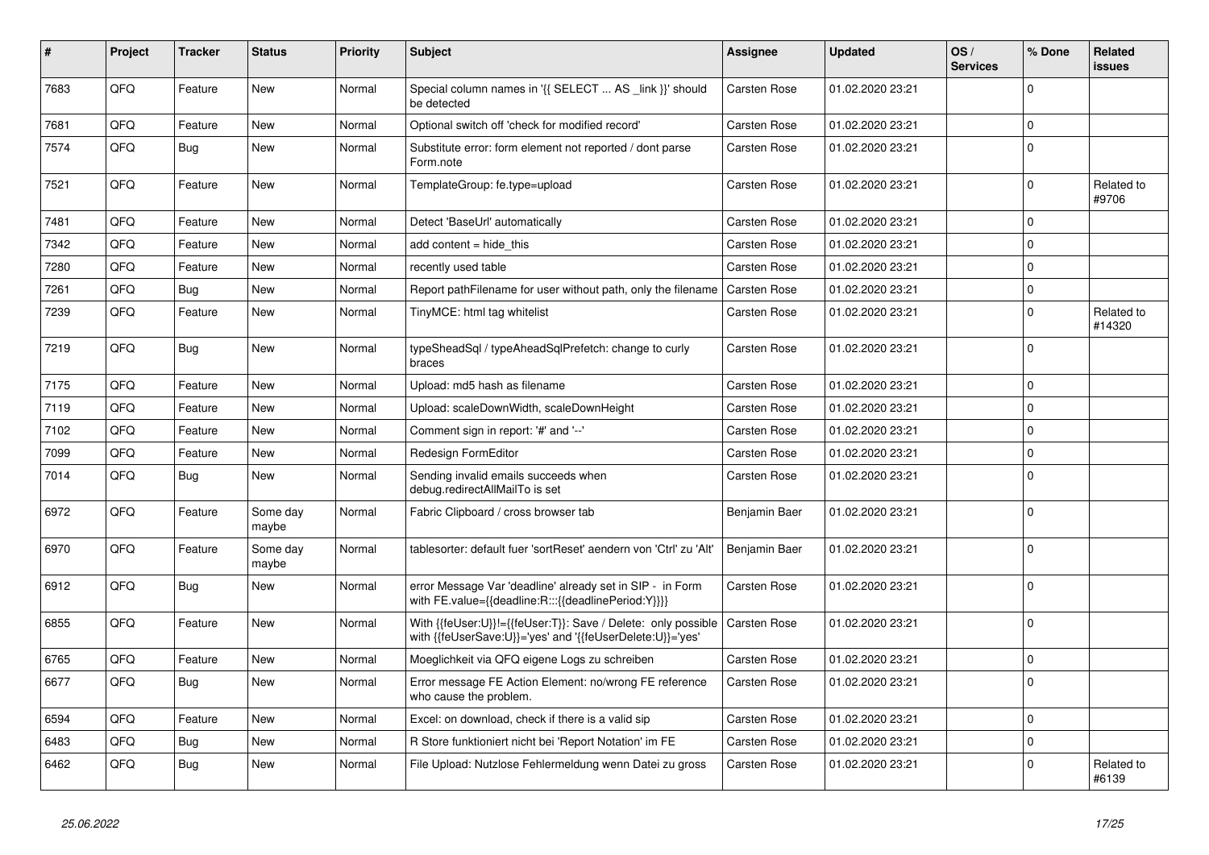| # | Project | Tracker | Status | Priority | Subject | Assignee | Updated | OS / Services | % Done | Related issues |
|---|---|---|---|---|---|---|---|---|---|---|
| 7683 | QFQ | Feature | New | Normal | Special column names in '{{ SELECT ... AS _link }}' should be detected | Carsten Rose | 01.02.2020 23:21 | | 0 | |
| 7681 | QFQ | Feature | New | Normal | Optional switch off 'check for modified record' | Carsten Rose | 01.02.2020 23:21 | | 0 | |
| 7574 | QFQ | Bug | New | Normal | Substitute error: form element not reported / dont parse Form.note | Carsten Rose | 01.02.2020 23:21 | | 0 | |
| 7521 | QFQ | Feature | New | Normal | TemplateGroup: fe.type=upload | Carsten Rose | 01.02.2020 23:21 | | 0 | Related to #9706 |
| 7481 | QFQ | Feature | New | Normal | Detect 'BaseUrl' automatically | Carsten Rose | 01.02.2020 23:21 | | 0 | |
| 7342 | QFQ | Feature | New | Normal | add content = hide_this | Carsten Rose | 01.02.2020 23:21 | | 0 | |
| 7280 | QFQ | Feature | New | Normal | recently used table | Carsten Rose | 01.02.2020 23:21 | | 0 | |
| 7261 | QFQ | Bug | New | Normal | Report pathFilename for user without path, only the filename | Carsten Rose | 01.02.2020 23:21 | | 0 | |
| 7239 | QFQ | Feature | New | Normal | TinyMCE: html tag whitelist | Carsten Rose | 01.02.2020 23:21 | | 0 | Related to #14320 |
| 7219 | QFQ | Bug | New | Normal | typeSheadSql / typeAheadSqlPrefetch: change to curly braces | Carsten Rose | 01.02.2020 23:21 | | 0 | |
| 7175 | QFQ | Feature | New | Normal | Upload: md5 hash as filename | Carsten Rose | 01.02.2020 23:21 | | 0 | |
| 7119 | QFQ | Feature | New | Normal | Upload: scaleDownWidth, scaleDownHeight | Carsten Rose | 01.02.2020 23:21 | | 0 | |
| 7102 | QFQ | Feature | New | Normal | Comment sign in report: '#' and '--' | Carsten Rose | 01.02.2020 23:21 | | 0 | |
| 7099 | QFQ | Feature | New | Normal | Redesign FormEditor | Carsten Rose | 01.02.2020 23:21 | | 0 | |
| 7014 | QFQ | Bug | New | Normal | Sending invalid emails succeeds when debug.redirectAllMailTo is set | Carsten Rose | 01.02.2020 23:21 | | 0 | |
| 6972 | QFQ | Feature | Some day maybe | Normal | Fabric Clipboard / cross browser tab | Benjamin Baer | 01.02.2020 23:21 | | 0 | |
| 6970 | QFQ | Feature | Some day maybe | Normal | tablesorter: default fuer 'sortReset' aendern von 'Ctrl' zu 'Alt' | Benjamin Baer | 01.02.2020 23:21 | | 0 | |
| 6912 | QFQ | Bug | New | Normal | error Message Var 'deadline' already set in SIP - in Form with FE.value={{deadline:R:::{{deadlinePeriod:Y}}}} | Carsten Rose | 01.02.2020 23:21 | | 0 | |
| 6855 | QFQ | Feature | New | Normal | With {{feUser:U}}!={{feUser:T}}: Save / Delete: only possible with {{feUserSave:U}}='yes' and '{{feUserDelete:U}}='yes' | Carsten Rose | 01.02.2020 23:21 | | 0 | |
| 6765 | QFQ | Feature | New | Normal | Moeglichkeit via QFQ eigene Logs zu schreiben | Carsten Rose | 01.02.2020 23:21 | | 0 | |
| 6677 | QFQ | Bug | New | Normal | Error message FE Action Element: no/wrong FE reference who cause the problem. | Carsten Rose | 01.02.2020 23:21 | | 0 | |
| 6594 | QFQ | Feature | New | Normal | Excel: on download, check if there is a valid sip | Carsten Rose | 01.02.2020 23:21 | | 0 | |
| 6483 | QFQ | Bug | New | Normal | R Store funktioniert nicht bei 'Report Notation' im FE | Carsten Rose | 01.02.2020 23:21 | | 0 | |
| 6462 | QFQ | Bug | New | Normal | File Upload: Nutzlose Fehlermeldung wenn Datei zu gross | Carsten Rose | 01.02.2020 23:21 | | 0 | Related to #6139 |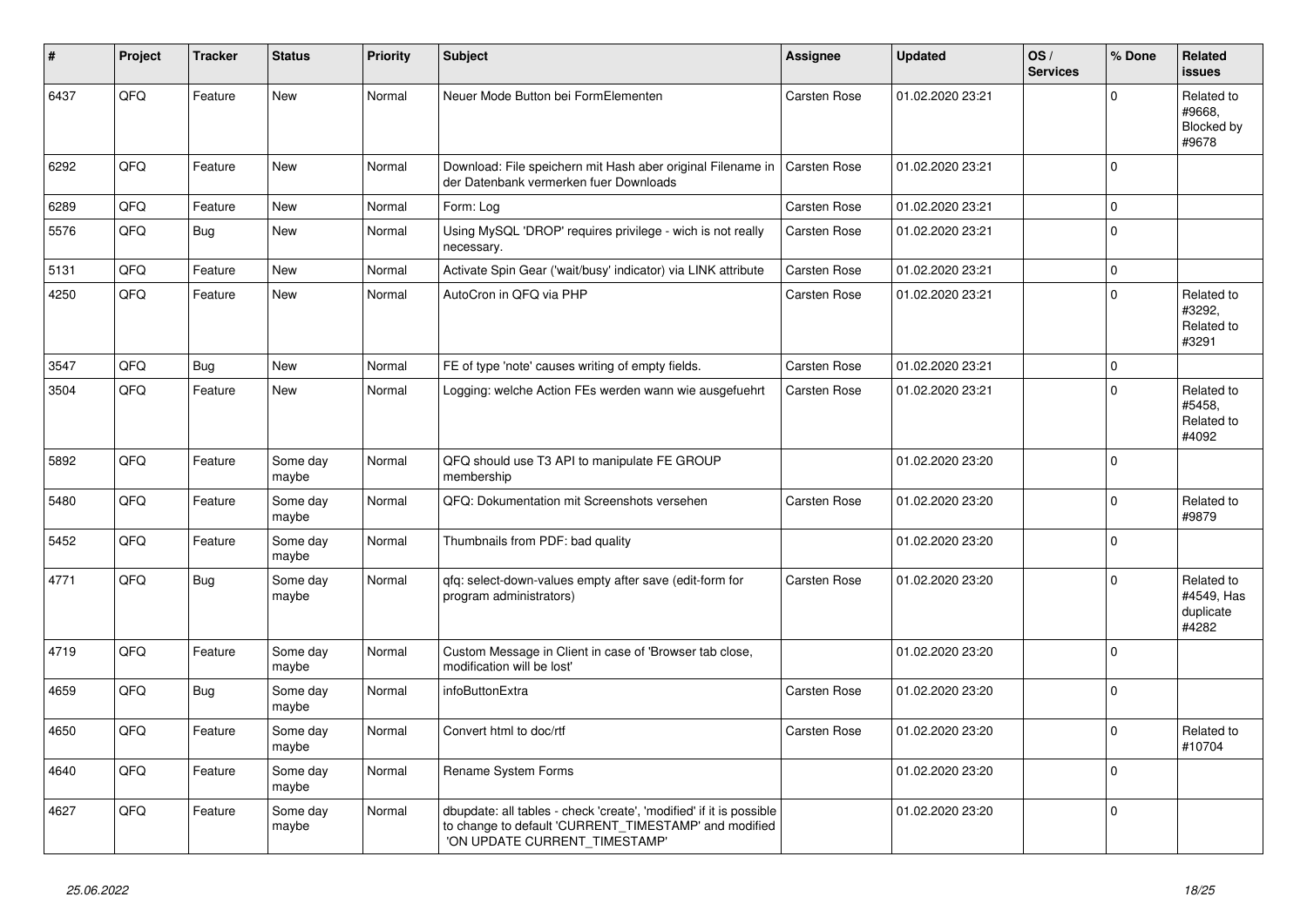| # | Project | Tracker | Status | Priority | Subject | Assignee | Updated | OS / Services | % Done | Related issues |
|---|---|---|---|---|---|---|---|---|---|---|
| 6437 | QFQ | Feature | New | Normal | Neuer Mode Button bei FormElementen | Carsten Rose | 01.02.2020 23:21 | | 0 | Related to #9668, Blocked by #9678 |
| 6292 | QFQ | Feature | New | Normal | Download: File speichern mit Hash aber original Filename in der Datenbank vermerken fuer Downloads | Carsten Rose | 01.02.2020 23:21 | | 0 | |
| 6289 | QFQ | Feature | New | Normal | Form: Log | Carsten Rose | 01.02.2020 23:21 | | 0 | |
| 5576 | QFQ | Bug | New | Normal | Using MySQL 'DROP' requires privilege - wich is not really necessary. | Carsten Rose | 01.02.2020 23:21 | | 0 | |
| 5131 | QFQ | Feature | New | Normal | Activate Spin Gear ('wait/busy' indicator) via LINK attribute | Carsten Rose | 01.02.2020 23:21 | | 0 | |
| 4250 | QFQ | Feature | New | Normal | AutoCron in QFQ via PHP | Carsten Rose | 01.02.2020 23:21 | | 0 | Related to #3292, Related to #3291 |
| 3547 | QFQ | Bug | New | Normal | FE of type 'note' causes writing of empty fields. | Carsten Rose | 01.02.2020 23:21 | | 0 | |
| 3504 | QFQ | Feature | New | Normal | Logging: welche Action FEs werden wann wie ausgefuehrt | Carsten Rose | 01.02.2020 23:21 | | 0 | Related to #5458, Related to #4092 |
| 5892 | QFQ | Feature | Some day maybe | Normal | QFQ should use T3 API to manipulate FE GROUP membership | | 01.02.2020 23:20 | | 0 | |
| 5480 | QFQ | Feature | Some day maybe | Normal | QFQ: Dokumentation mit Screenshots versehen | Carsten Rose | 01.02.2020 23:20 | | 0 | Related to #9879 |
| 5452 | QFQ | Feature | Some day maybe | Normal | Thumbnails from PDF: bad quality | | 01.02.2020 23:20 | | 0 | |
| 4771 | QFQ | Bug | Some day maybe | Normal | qfq: select-down-values empty after save (edit-form for program administrators) | Carsten Rose | 01.02.2020 23:20 | | 0 | Related to #4549, Has duplicate #4282 |
| 4719 | QFQ | Feature | Some day maybe | Normal | Custom Message in Client in case of 'Browser tab close, modification will be lost' | | 01.02.2020 23:20 | | 0 | |
| 4659 | QFQ | Bug | Some day maybe | Normal | infoButtonExtra | Carsten Rose | 01.02.2020 23:20 | | 0 | |
| 4650 | QFQ | Feature | Some day maybe | Normal | Convert html to doc/rtf | Carsten Rose | 01.02.2020 23:20 | | 0 | Related to #10704 |
| 4640 | QFQ | Feature | Some day maybe | Normal | Rename System Forms | | 01.02.2020 23:20 | | 0 | |
| 4627 | QFQ | Feature | Some day maybe | Normal | dbupdate: all tables - check 'create', 'modified' if it is possible to change to default 'CURRENT_TIMESTAMP' and modified 'ON UPDATE CURRENT_TIMESTAMP' | | 01.02.2020 23:20 | | 0 | |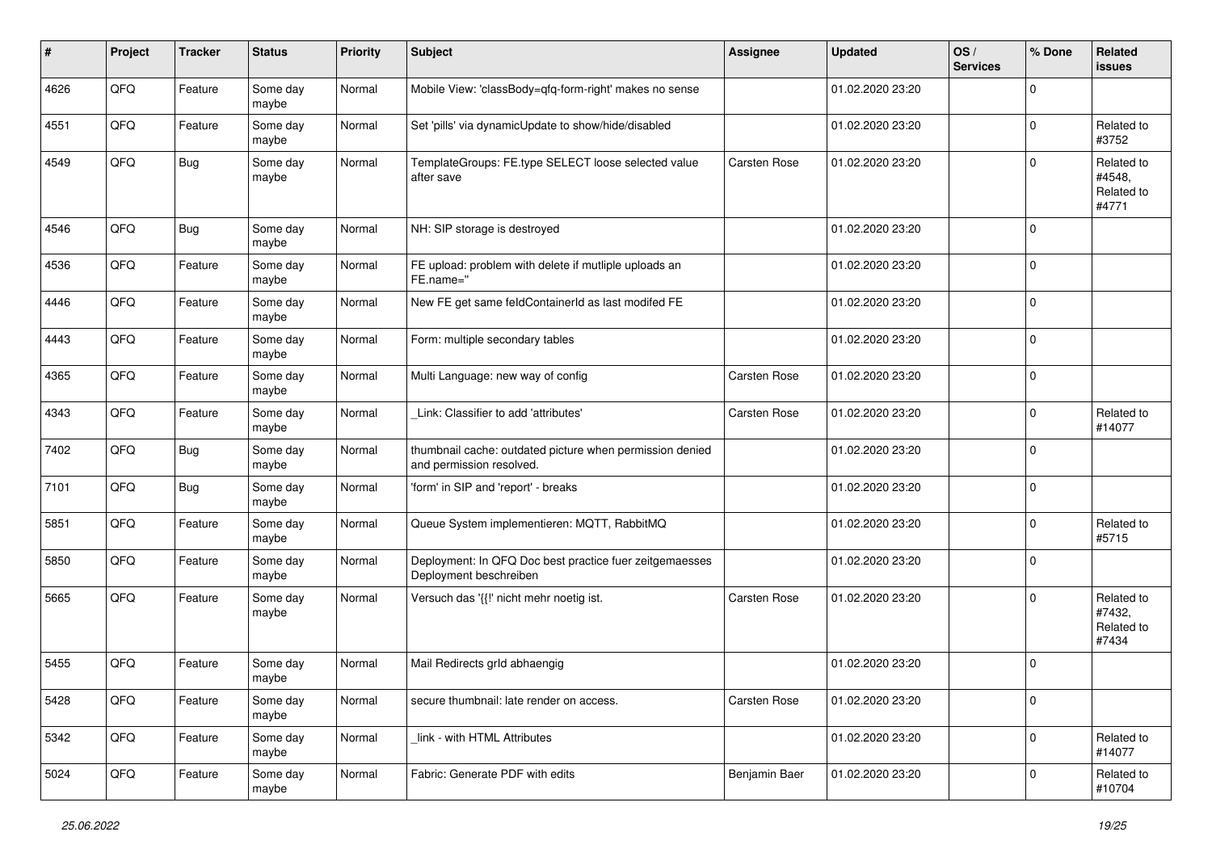| # | Project | Tracker | Status | Priority | Subject | Assignee | Updated | OS / Services | % Done | Related issues |
|---|---|---|---|---|---|---|---|---|---|---|
| 4626 | QFQ | Feature | Some day maybe | Normal | Mobile View: 'classBody=qfq-form-right' makes no sense | | 01.02.2020 23:20 | | 0 | |
| 4551 | QFQ | Feature | Some day maybe | Normal | Set 'pills' via dynamicUpdate to show/hide/disabled | | 01.02.2020 23:20 | | 0 | Related to #3752 |
| 4549 | QFQ | Bug | Some day maybe | Normal | TemplateGroups: FE.type SELECT loose selected value after save | Carsten Rose | 01.02.2020 23:20 | | 0 | Related to #4548, Related to #4771 |
| 4546 | QFQ | Bug | Some day maybe | Normal | NH: SIP storage is destroyed | | 01.02.2020 23:20 | | 0 | |
| 4536 | QFQ | Feature | Some day maybe | Normal | FE upload: problem with delete if mutliple uploads an FE.name=" | | 01.02.2020 23:20 | | 0 | |
| 4446 | QFQ | Feature | Some day maybe | Normal | New FE get same feldContainerId as last modifed FE | | 01.02.2020 23:20 | | 0 | |
| 4443 | QFQ | Feature | Some day maybe | Normal | Form: multiple secondary tables | | 01.02.2020 23:20 | | 0 | |
| 4365 | QFQ | Feature | Some day maybe | Normal | Multi Language: new way of config | Carsten Rose | 01.02.2020 23:20 | | 0 | |
| 4343 | QFQ | Feature | Some day maybe | Normal | _Link: Classifier to add 'attributes' | Carsten Rose | 01.02.2020 23:20 | | 0 | Related to #14077 |
| 7402 | QFQ | Bug | Some day maybe | Normal | thumbnail cache: outdated picture when permission denied and permission resolved. | | 01.02.2020 23:20 | | 0 | |
| 7101 | QFQ | Bug | Some day maybe | Normal | 'form' in SIP and 'report' - breaks | | 01.02.2020 23:20 | | 0 | |
| 5851 | QFQ | Feature | Some day maybe | Normal | Queue System implementieren: MQTT, RabbitMQ | | 01.02.2020 23:20 | | 0 | Related to #5715 |
| 5850 | QFQ | Feature | Some day maybe | Normal | Deployment: In QFQ Doc best practice fuer zeitgemaesses Deployment beschreiben | | 01.02.2020 23:20 | | 0 | |
| 5665 | QFQ | Feature | Some day maybe | Normal | Versuch das '{{!' nicht mehr noetig ist. | Carsten Rose | 01.02.2020 23:20 | | 0 | Related to #7432, Related to #7434 |
| 5455 | QFQ | Feature | Some day maybe | Normal | Mail Redirects grId abhaengig | | 01.02.2020 23:20 | | 0 | |
| 5428 | QFQ | Feature | Some day maybe | Normal | secure thumbnail: late render on access. | Carsten Rose | 01.02.2020 23:20 | | 0 | |
| 5342 | QFQ | Feature | Some day maybe | Normal | _link - with HTML Attributes | | 01.02.2020 23:20 | | 0 | Related to #14077 |
| 5024 | QFQ | Feature | Some day maybe | Normal | Fabric: Generate PDF with edits | Benjamin Baer | 01.02.2020 23:20 | | 0 | Related to #10704 |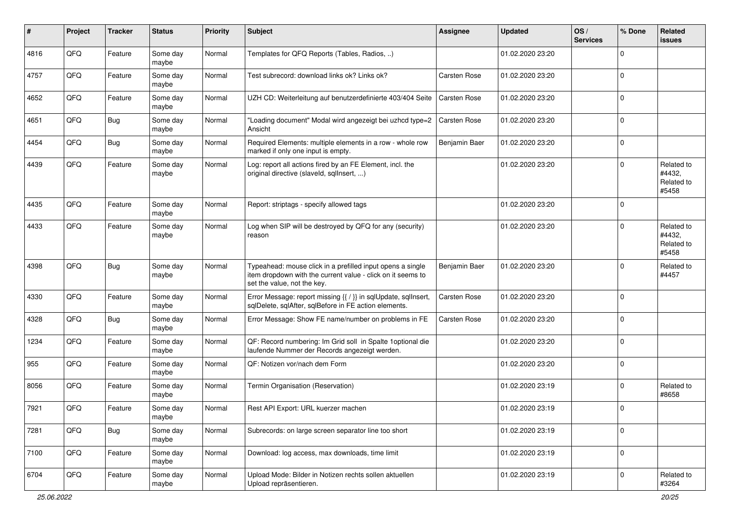| # | Project | Tracker | Status | Priority | Subject | Assignee | Updated | OS / Services | % Done | Related issues |
|---|---|---|---|---|---|---|---|---|---|---|
| 4816 | QFQ | Feature | Some day maybe | Normal | Templates for QFQ Reports (Tables, Radios, ..) | | 01.02.2020 23:20 | | 0 | |
| 4757 | QFQ | Feature | Some day maybe | Normal | Test subrecord: download links ok? Links ok? | Carsten Rose | 01.02.2020 23:20 | | 0 | |
| 4652 | QFQ | Feature | Some day maybe | Normal | UZH CD: Weiterleitung auf benutzerdefinierte 403/404 Seite | Carsten Rose | 01.02.2020 23:20 | | 0 | |
| 4651 | QFQ | Bug | Some day maybe | Normal | "Loading document" Modal wird angezeigt bei uzhcd type=2 Ansicht | Carsten Rose | 01.02.2020 23:20 | | 0 | |
| 4454 | QFQ | Bug | Some day maybe | Normal | Required Elements: multiple elements in a row - whole row marked if only one input is empty. | Benjamin Baer | 01.02.2020 23:20 | | 0 | |
| 4439 | QFQ | Feature | Some day maybe | Normal | Log: report all actions fired by an FE Element, incl. the original directive (slaveId, sqlInsert, ...) | | 01.02.2020 23:20 | | 0 | Related to #4432, Related to #5458 |
| 4435 | QFQ | Feature | Some day maybe | Normal | Report: striptags - specify allowed tags | | 01.02.2020 23:20 | | 0 | |
| 4433 | QFQ | Feature | Some day maybe | Normal | Log when SIP will be destroyed by QFQ for any (security) reason | | 01.02.2020 23:20 | | 0 | Related to #4432, Related to #5458 |
| 4398 | QFQ | Bug | Some day maybe | Normal | Typeahead: mouse click in a prefilled input opens a single item dropdown with the current value - click on it seems to set the value, not the key. | Benjamin Baer | 01.02.2020 23:20 | | 0 | Related to #4457 |
| 4330 | QFQ | Feature | Some day maybe | Normal | Error Message: report missing {{ / }} in sqlUpdate, sqlInsert, sqlDelete, sqlAfter, sqlBefore in FE action elements. | Carsten Rose | 01.02.2020 23:20 | | 0 | |
| 4328 | QFQ | Bug | Some day maybe | Normal | Error Message: Show FE name/number on problems in FE | Carsten Rose | 01.02.2020 23:20 | | 0 | |
| 1234 | QFQ | Feature | Some day maybe | Normal | QF: Record numbering: Im Grid soll in Spalte 1optional die laufende Nummer der Records angezeigt werden. | | 01.02.2020 23:20 | | 0 | |
| 955 | QFQ | Feature | Some day maybe | Normal | QF: Notizen vor/nach dem Form | | 01.02.2020 23:20 | | 0 | |
| 8056 | QFQ | Feature | Some day maybe | Normal | Termin Organisation (Reservation) | | 01.02.2020 23:19 | | 0 | Related to #8658 |
| 7921 | QFQ | Feature | Some day maybe | Normal | Rest API Export: URL kuerzer machen | | 01.02.2020 23:19 | | 0 | |
| 7281 | QFQ | Bug | Some day maybe | Normal | Subrecords: on large screen separator line too short | | 01.02.2020 23:19 | | 0 | |
| 7100 | QFQ | Feature | Some day maybe | Normal | Download: log access, max downloads, time limit | | 01.02.2020 23:19 | | 0 | |
| 6704 | QFQ | Feature | Some day maybe | Normal | Upload Mode: Bilder in Notizen rechts sollen aktuellen Upload repräsentieren. | | 01.02.2020 23:19 | | 0 | Related to #3264 |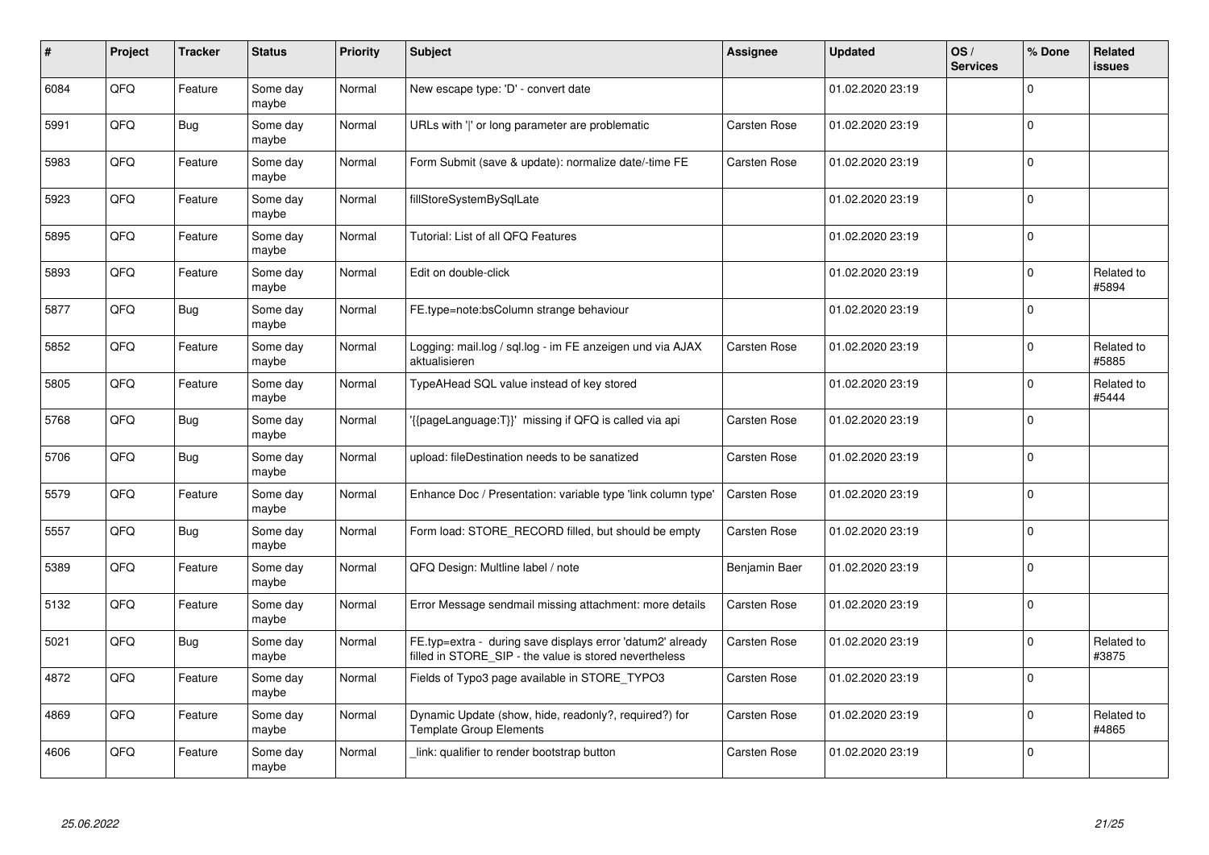| # | Project | Tracker | Status | Priority | Subject | Assignee | Updated | OS / Services | % Done | Related issues |
|---|---|---|---|---|---|---|---|---|---|---|
| 6084 | QFQ | Feature | Some day maybe | Normal | New escape type: 'D' - convert date | | 01.02.2020 23:19 | | 0 | |
| 5991 | QFQ | Bug | Some day maybe | Normal | URLs with '\|' or long parameter are problematic | Carsten Rose | 01.02.2020 23:19 | | 0 | |
| 5983 | QFQ | Feature | Some day maybe | Normal | Form Submit (save & update): normalize date/-time FE | Carsten Rose | 01.02.2020 23:19 | | 0 | |
| 5923 | QFQ | Feature | Some day maybe | Normal | fillStoreSystemBySqlLate | | 01.02.2020 23:19 | | 0 | |
| 5895 | QFQ | Feature | Some day maybe | Normal | Tutorial: List of all QFQ Features | | 01.02.2020 23:19 | | 0 | |
| 5893 | QFQ | Feature | Some day maybe | Normal | Edit on double-click | | 01.02.2020 23:19 | | 0 | Related to #5894 |
| 5877 | QFQ | Bug | Some day maybe | Normal | FE.type=note:bsColumn strange behaviour | | 01.02.2020 23:19 | | 0 | |
| 5852 | QFQ | Feature | Some day maybe | Normal | Logging: mail.log / sql.log - im FE anzeigen und via AJAX aktualisieren | Carsten Rose | 01.02.2020 23:19 | | 0 | Related to #5885 |
| 5805 | QFQ | Feature | Some day maybe | Normal | TypeAHead SQL value instead of key stored | | 01.02.2020 23:19 | | 0 | Related to #5444 |
| 5768 | QFQ | Bug | Some day maybe | Normal | '{{pageLanguage:T}}' missing if QFQ is called via api | Carsten Rose | 01.02.2020 23:19 | | 0 | |
| 5706 | QFQ | Bug | Some day maybe | Normal | upload: fileDestination needs to be sanatized | Carsten Rose | 01.02.2020 23:19 | | 0 | |
| 5579 | QFQ | Feature | Some day maybe | Normal | Enhance Doc / Presentation: variable type 'link column type' | Carsten Rose | 01.02.2020 23:19 | | 0 | |
| 5557 | QFQ | Bug | Some day maybe | Normal | Form load: STORE_RECORD filled, but should be empty | Carsten Rose | 01.02.2020 23:19 | | 0 | |
| 5389 | QFQ | Feature | Some day maybe | Normal | QFQ Design: Multline label / note | Benjamin Baer | 01.02.2020 23:19 | | 0 | |
| 5132 | QFQ | Feature | Some day maybe | Normal | Error Message sendmail missing attachment: more details | Carsten Rose | 01.02.2020 23:19 | | 0 | |
| 5021 | QFQ | Bug | Some day maybe | Normal | FE.typ=extra - during save displays error 'datum2' already filled in STORE_SIP - the value is stored nevertheless | Carsten Rose | 01.02.2020 23:19 | | 0 | Related to #3875 |
| 4872 | QFQ | Feature | Some day maybe | Normal | Fields of Typo3 page available in STORE_TYPO3 | Carsten Rose | 01.02.2020 23:19 | | 0 | |
| 4869 | QFQ | Feature | Some day maybe | Normal | Dynamic Update (show, hide, readonly?, required?) for Template Group Elements | Carsten Rose | 01.02.2020 23:19 | | 0 | Related to #4865 |
| 4606 | QFQ | Feature | Some day maybe | Normal | _link: qualifier to render bootstrap button | Carsten Rose | 01.02.2020 23:19 | | 0 | |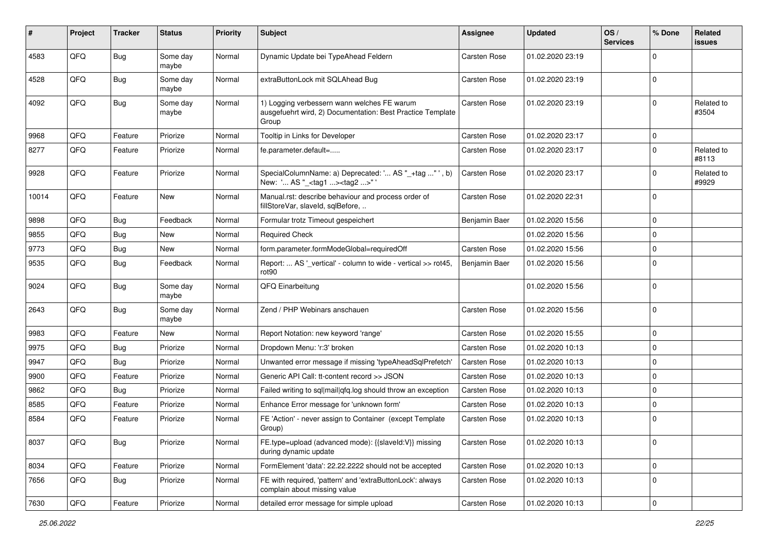| # | Project | Tracker | Status | Priority | Subject | Assignee | Updated | OS / Services | % Done | Related issues |
|---|---|---|---|---|---|---|---|---|---|---|
| 4583 | QFQ | Bug | Some day maybe | Normal | Dynamic Update bei TypeAhead Feldern | Carsten Rose | 01.02.2020 23:19 | | 0 | |
| 4528 | QFQ | Bug | Some day maybe | Normal | extraButtonLock mit SQLAhead Bug | Carsten Rose | 01.02.2020 23:19 | | 0 | |
| 4092 | QFQ | Bug | Some day maybe | Normal | 1) Logging verbessern wann welches FE warum ausgefuehrt wird, 2) Documentation: Best Practice Template Group | Carsten Rose | 01.02.2020 23:19 | | 0 | Related to #3504 |
| 9968 | QFQ | Feature | Priorize | Normal | Tooltip in Links for Developer | Carsten Rose | 01.02.2020 23:17 | | 0 | |
| 8277 | QFQ | Feature | Priorize | Normal | fe.parameter.default=..... | Carsten Rose | 01.02.2020 23:17 | | 0 | Related to #8113 |
| 9928 | QFQ | Feature | Priorize | Normal | SpecialColumnName: a) Deprecated: '... AS "_+tag ..." ', b) New: '... AS "_<tag1 ...><tag2 ...>" ' | Carsten Rose | 01.02.2020 23:17 | | 0 | Related to #9929 |
| 10014 | QFQ | Feature | New | Normal | Manual.rst: describe behaviour and process order of fillStoreVar, slaveId, sqlBefore, .. | Carsten Rose | 01.02.2020 22:31 | | 0 | |
| 9898 | QFQ | Bug | Feedback | Normal | Formular trotz Timeout gespeichert | Benjamin Baer | 01.02.2020 15:56 | | 0 | |
| 9855 | QFQ | Bug | New | Normal | Required Check | | 01.02.2020 15:56 | | 0 | |
| 9773 | QFQ | Bug | New | Normal | form.parameter.formModeGlobal=requiredOff | Carsten Rose | 01.02.2020 15:56 | | 0 | |
| 9535 | QFQ | Bug | Feedback | Normal | Report: ... AS '_vertical' - column to wide - vertical >> rot45, rot90 | Benjamin Baer | 01.02.2020 15:56 | | 0 | |
| 9024 | QFQ | Bug | Some day maybe | Normal | QFQ Einarbeitung | | 01.02.2020 15:56 | | 0 | |
| 2643 | QFQ | Bug | Some day maybe | Normal | Zend / PHP Webinars anschauen | Carsten Rose | 01.02.2020 15:56 | | 0 | |
| 9983 | QFQ | Feature | New | Normal | Report Notation: new keyword 'range' | Carsten Rose | 01.02.2020 15:55 | | 0 | |
| 9975 | QFQ | Bug | Priorize | Normal | Dropdown Menu: 'r:3' broken | Carsten Rose | 01.02.2020 10:13 | | 0 | |
| 9947 | QFQ | Bug | Priorize | Normal | Unwanted error message if missing 'typeAheadSqlPrefetch' | Carsten Rose | 01.02.2020 10:13 | | 0 | |
| 9900 | QFQ | Feature | Priorize | Normal | Generic API Call: tt-content record >> JSON | Carsten Rose | 01.02.2020 10:13 | | 0 | |
| 9862 | QFQ | Bug | Priorize | Normal | Failed writing to sql\|mail\|qfq.log should throw an exception | Carsten Rose | 01.02.2020 10:13 | | 0 | |
| 8585 | QFQ | Feature | Priorize | Normal | Enhance Error message for 'unknown form' | Carsten Rose | 01.02.2020 10:13 | | 0 | |
| 8584 | QFQ | Feature | Priorize | Normal | FE 'Action' - never assign to Container (except Template Group) | Carsten Rose | 01.02.2020 10:13 | | 0 | |
| 8037 | QFQ | Bug | Priorize | Normal | FE.type=upload (advanced mode): {{slaveId:V}} missing during dynamic update | Carsten Rose | 01.02.2020 10:13 | | 0 | |
| 8034 | QFQ | Feature | Priorize | Normal | FormElement 'data': 22.22.2222 should not be accepted | Carsten Rose | 01.02.2020 10:13 | | 0 | |
| 7656 | QFQ | Bug | Priorize | Normal | FE with required, 'pattern' and 'extraButtonLock': always complain about missing value | Carsten Rose | 01.02.2020 10:13 | | 0 | |
| 7630 | QFQ | Feature | Priorize | Normal | detailed error message for simple upload | Carsten Rose | 01.02.2020 10:13 | | 0 | |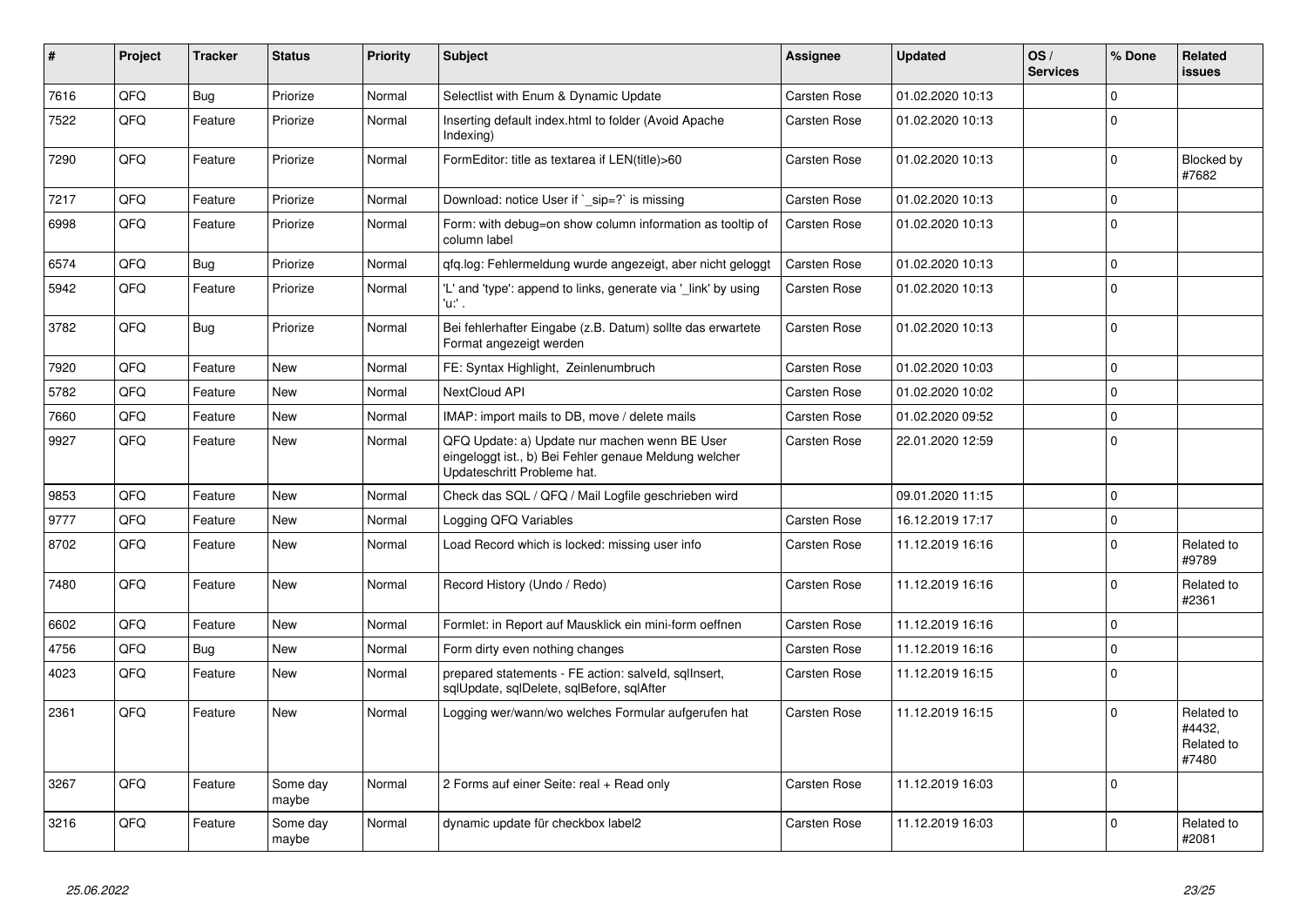| # | Project | Tracker | Status | Priority | Subject | Assignee | Updated | OS / Services | % Done | Related issues |
|---|---|---|---|---|---|---|---|---|---|---|
| 7616 | QFQ | Bug | Priorize | Normal | Selectlist with Enum & Dynamic Update | Carsten Rose | 01.02.2020 10:13 | | 0 | |
| 7522 | QFQ | Feature | Priorize | Normal | Inserting default index.html to folder (Avoid Apache Indexing) | Carsten Rose | 01.02.2020 10:13 | | 0 | |
| 7290 | QFQ | Feature | Priorize | Normal | FormEditor: title as textarea if LEN(title)>60 | Carsten Rose | 01.02.2020 10:13 | | 0 | Blocked by #7682 |
| 7217 | QFQ | Feature | Priorize | Normal | Download: notice User if `_sip=?` is missing | Carsten Rose | 01.02.2020 10:13 | | 0 | |
| 6998 | QFQ | Feature | Priorize | Normal | Form: with debug=on show column information as tooltip of column label | Carsten Rose | 01.02.2020 10:13 | | 0 | |
| 6574 | QFQ | Bug | Priorize | Normal | qfq.log: Fehlermeldung wurde angezeigt, aber nicht geloggt | Carsten Rose | 01.02.2020 10:13 | | 0 | |
| 5942 | QFQ | Feature | Priorize | Normal | 'L' and 'type': append to links, generate via '_link' by using 'u:' . | Carsten Rose | 01.02.2020 10:13 | | 0 | |
| 3782 | QFQ | Bug | Priorize | Normal | Bei fehlerhafter Eingabe (z.B. Datum) sollte das erwartete Format angezeigt werden | Carsten Rose | 01.02.2020 10:13 | | 0 | |
| 7920 | QFQ | Feature | New | Normal | FE: Syntax Highlight, Zeinlenumbruch | Carsten Rose | 01.02.2020 10:03 | | 0 | |
| 5782 | QFQ | Feature | New | Normal | NextCloud API | Carsten Rose | 01.02.2020 10:02 | | 0 | |
| 7660 | QFQ | Feature | New | Normal | IMAP: import mails to DB, move / delete mails | Carsten Rose | 01.02.2020 09:52 | | 0 | |
| 9927 | QFQ | Feature | New | Normal | QFQ Update: a) Update nur machen wenn BE User eingeloggt ist., b) Bei Fehler genaue Meldung welcher Updateschritt Probleme hat. | Carsten Rose | 22.01.2020 12:59 | | 0 | |
| 9853 | QFQ | Feature | New | Normal | Check das SQL / QFQ / Mail Logfile geschrieben wird | | 09.01.2020 11:15 | | 0 | |
| 9777 | QFQ | Feature | New | Normal | Logging QFQ Variables | Carsten Rose | 16.12.2019 17:17 | | 0 | |
| 8702 | QFQ | Feature | New | Normal | Load Record which is locked: missing user info | Carsten Rose | 11.12.2019 16:16 | | 0 | Related to #9789 |
| 7480 | QFQ | Feature | New | Normal | Record History (Undo / Redo) | Carsten Rose | 11.12.2019 16:16 | | 0 | Related to #2361 |
| 6602 | QFQ | Feature | New | Normal | Formlet: in Report auf Mausklick ein mini-form oeffnen | Carsten Rose | 11.12.2019 16:16 | | 0 | |
| 4756 | QFQ | Bug | New | Normal | Form dirty even nothing changes | Carsten Rose | 11.12.2019 16:16 | | 0 | |
| 4023 | QFQ | Feature | New | Normal | prepared statements - FE action: salveld, sqlInsert, sqlUpdate, sqlDelete, sqlBefore, sqlAfter | Carsten Rose | 11.12.2019 16:15 | | 0 | |
| 2361 | QFQ | Feature | New | Normal | Logging wer/wann/wo welches Formular aufgerufen hat | Carsten Rose | 11.12.2019 16:15 | | 0 | Related to #4432, Related to #7480 |
| 3267 | QFQ | Feature | Some day maybe | Normal | 2 Forms auf einer Seite: real + Read only | Carsten Rose | 11.12.2019 16:03 | | 0 | |
| 3216 | QFQ | Feature | Some day maybe | Normal | dynamic update für checkbox label2 | Carsten Rose | 11.12.2019 16:03 | | 0 | Related to #2081 |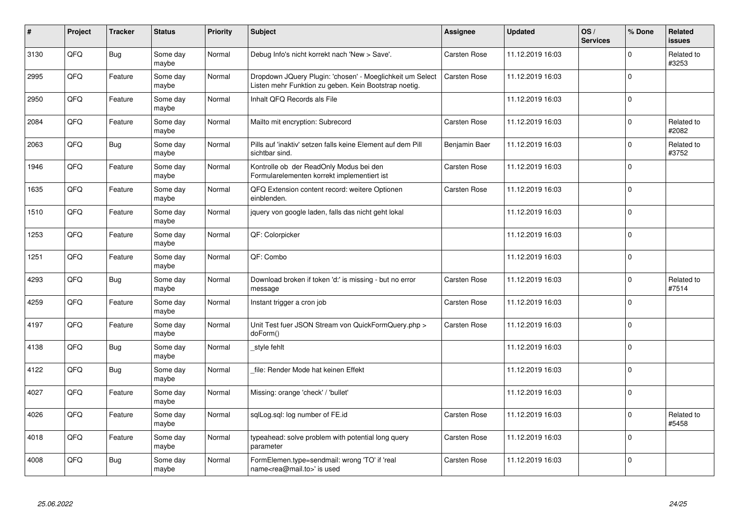| # | Project | Tracker | Status | Priority | Subject | Assignee | Updated | OS / Services | % Done | Related issues |
|---|---|---|---|---|---|---|---|---|---|---|
| 3130 | QFQ | Bug | Some day maybe | Normal | Debug Info's nicht korrekt nach 'New > Save'. | Carsten Rose | 11.12.2019 16:03 | | 0 | Related to #3253 |
| 2995 | QFQ | Feature | Some day maybe | Normal | Dropdown JQuery Plugin: 'chosen' - Moeglichkeit um Select Listen mehr Funktion zu geben. Kein Bootstrap noetig. | Carsten Rose | 11.12.2019 16:03 | | 0 | |
| 2950 | QFQ | Feature | Some day maybe | Normal | Inhalt QFQ Records als File | | 11.12.2019 16:03 | | 0 | |
| 2084 | QFQ | Feature | Some day maybe | Normal | Mailto mit encryption: Subrecord | Carsten Rose | 11.12.2019 16:03 | | 0 | Related to #2082 |
| 2063 | QFQ | Bug | Some day maybe | Normal | Pills auf 'inaktiv' setzen falls keine Element auf dem Pill sichtbar sind. | Benjamin Baer | 11.12.2019 16:03 | | 0 | Related to #3752 |
| 1946 | QFQ | Feature | Some day maybe | Normal | Kontrolle ob der ReadOnly Modus bei den Formularelementen korrekt implementiert ist | Carsten Rose | 11.12.2019 16:03 | | 0 | |
| 1635 | QFQ | Feature | Some day maybe | Normal | QFQ Extension content record: weitere Optionen einblenden. | Carsten Rose | 11.12.2019 16:03 | | 0 | |
| 1510 | QFQ | Feature | Some day maybe | Normal | jquery von google laden, falls das nicht geht lokal | | 11.12.2019 16:03 | | 0 | |
| 1253 | QFQ | Feature | Some day maybe | Normal | QF: Colorpicker | | 11.12.2019 16:03 | | 0 | |
| 1251 | QFQ | Feature | Some day maybe | Normal | QF: Combo | | 11.12.2019 16:03 | | 0 | |
| 4293 | QFQ | Bug | Some day maybe | Normal | Download broken if token 'd:' is missing - but no error message | Carsten Rose | 11.12.2019 16:03 | | 0 | Related to #7514 |
| 4259 | QFQ | Feature | Some day maybe | Normal | Instant trigger a cron job | Carsten Rose | 11.12.2019 16:03 | | 0 | |
| 4197 | QFQ | Feature | Some day maybe | Normal | Unit Test fuer JSON Stream von QuickFormQuery.php > doForm() | Carsten Rose | 11.12.2019 16:03 | | 0 | |
| 4138 | QFQ | Bug | Some day maybe | Normal | _style fehlt | | 11.12.2019 16:03 | | 0 | |
| 4122 | QFQ | Bug | Some day maybe | Normal | _file: Render Mode hat keinen Effekt | | 11.12.2019 16:03 | | 0 | |
| 4027 | QFQ | Feature | Some day maybe | Normal | Missing: orange 'check' / 'bullet' | | 11.12.2019 16:03 | | 0 | |
| 4026 | QFQ | Feature | Some day maybe | Normal | sqlLog.sql: log number of FE.id | Carsten Rose | 11.12.2019 16:03 | | 0 | Related to #5458 |
| 4018 | QFQ | Feature | Some day maybe | Normal | typeahead: solve problem with potential long query parameter | Carsten Rose | 11.12.2019 16:03 | | 0 | |
| 4008 | QFQ | Bug | Some day maybe | Normal | FormElemen.type=sendmail: wrong 'TO' if 'real name<rea@mail.to>' is used | Carsten Rose | 11.12.2019 16:03 | | 0 | |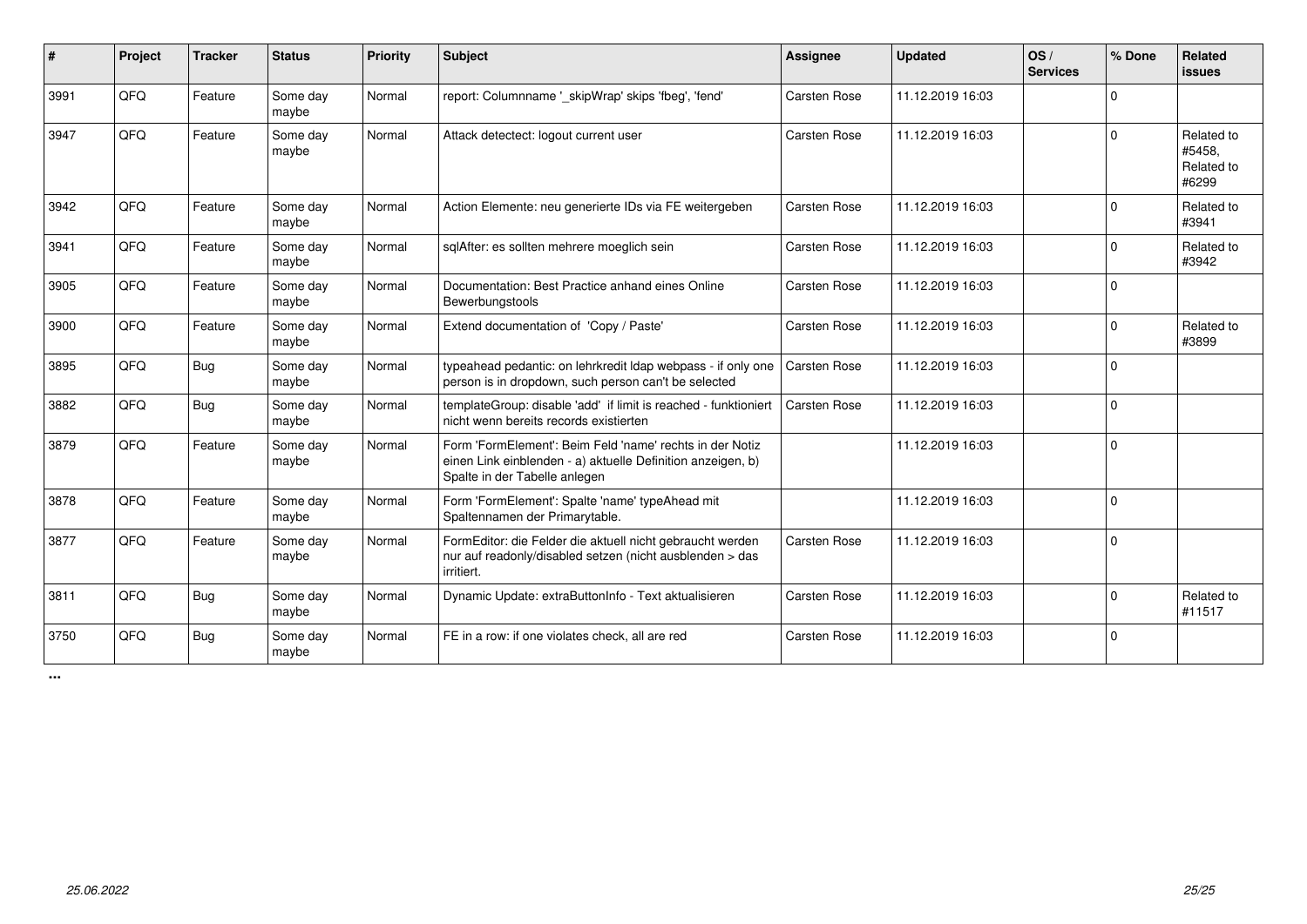| # | Project | Tracker | Status | Priority | Subject | Assignee | Updated | OS / Services | % Done | Related issues |
|---|---|---|---|---|---|---|---|---|---|---|
| 3991 | QFQ | Feature | Some day maybe | Normal | report: Columnname '_skipWrap' skips 'fbeg', 'fend' | Carsten Rose | 11.12.2019 16:03 | | 0 | |
| 3947 | QFQ | Feature | Some day maybe | Normal | Attack detectect: logout current user | Carsten Rose | 11.12.2019 16:03 | | 0 | Related to #5458, Related to #6299 |
| 3942 | QFQ | Feature | Some day maybe | Normal | Action Elemente: neu generierte IDs via FE weitergeben | Carsten Rose | 11.12.2019 16:03 | | 0 | Related to #3941 |
| 3941 | QFQ | Feature | Some day maybe | Normal | sqlAfter: es sollten mehrere moeglich sein | Carsten Rose | 11.12.2019 16:03 | | 0 | Related to #3942 |
| 3905 | QFQ | Feature | Some day maybe | Normal | Documentation: Best Practice anhand eines Online Bewerbungstools | Carsten Rose | 11.12.2019 16:03 | | 0 | |
| 3900 | QFQ | Feature | Some day maybe | Normal | Extend documentation of 'Copy / Paste' | Carsten Rose | 11.12.2019 16:03 | | 0 | Related to #3899 |
| 3895 | QFQ | Bug | Some day maybe | Normal | typeahead pedantic: on lehrkredit ldap webpass - if only one person is in dropdown, such person can't be selected | Carsten Rose | 11.12.2019 16:03 | | 0 | |
| 3882 | QFQ | Bug | Some day maybe | Normal | templateGroup: disable 'add' if limit is reached - funktioniert nicht wenn bereits records existierten | Carsten Rose | 11.12.2019 16:03 | | 0 | |
| 3879 | QFQ | Feature | Some day maybe | Normal | Form 'FormElement': Beim Feld 'name' rechts in der Notiz einen Link einblenden - a) aktuelle Definition anzeigen, b) Spalte in der Tabelle anlegen | | 11.12.2019 16:03 | | 0 | |
| 3878 | QFQ | Feature | Some day maybe | Normal | Form 'FormElement': Spalte 'name' typeAhead mit Spaltennamen der Primarytable. | | 11.12.2019 16:03 | | 0 | |
| 3877 | QFQ | Feature | Some day maybe | Normal | FormEditor: die Felder die aktuell nicht gebraucht werden nur auf readonly/disabled setzen (nicht ausblenden > das irritiert. | Carsten Rose | 11.12.2019 16:03 | | 0 | |
| 3811 | QFQ | Bug | Some day maybe | Normal | Dynamic Update: extraButtonInfo - Text aktualisieren | Carsten Rose | 11.12.2019 16:03 | | 0 | Related to #11517 |
| 3750 | QFQ | Bug | Some day maybe | Normal | FE in a row: if one violates check, all are red | Carsten Rose | 11.12.2019 16:03 | | 0 | |

...